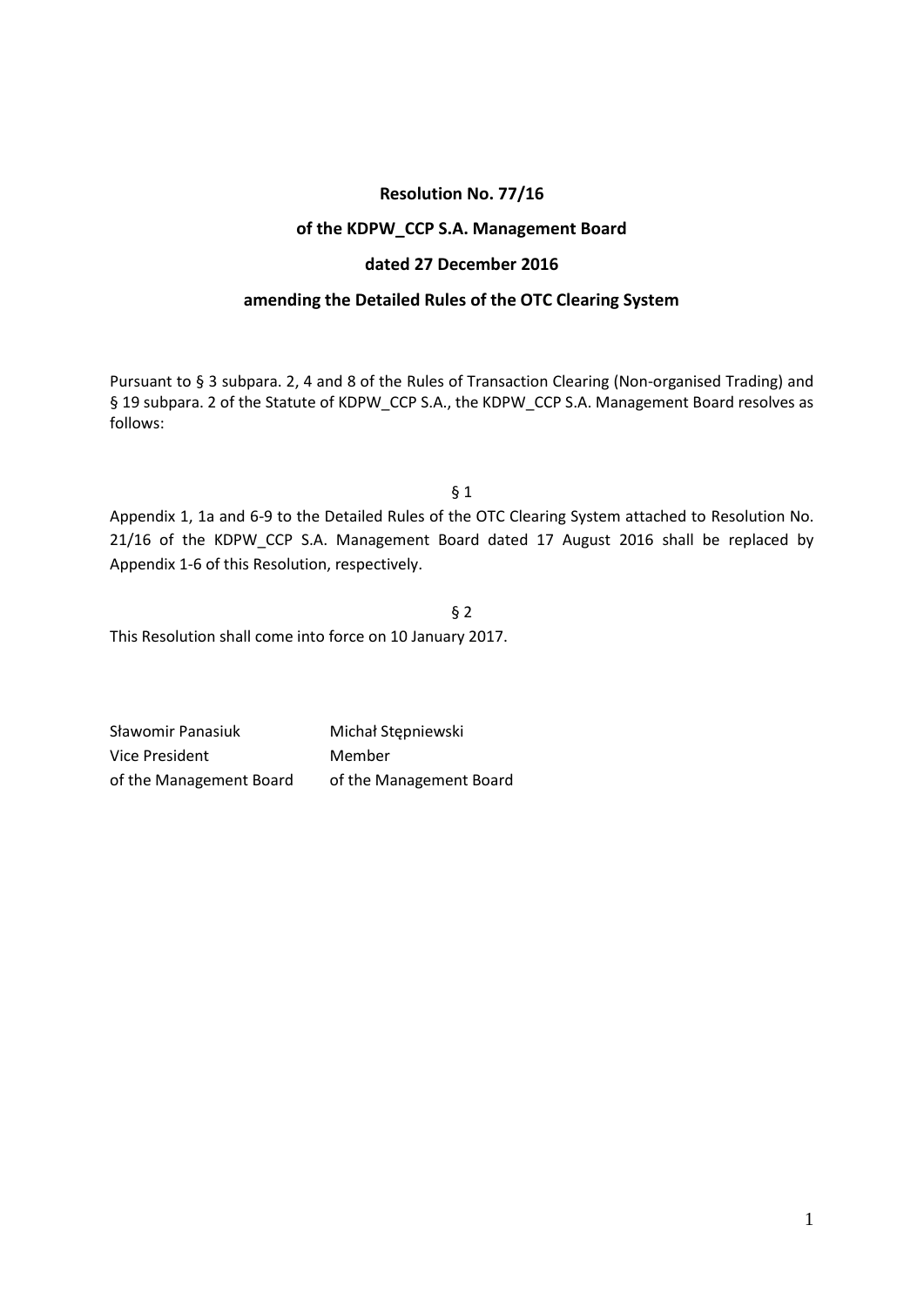# Resolution No. 77/16

## of the KDPW_CCP S.A. Management Board

## dated 27 December 2016

## amending the Detailed Rules of the OTC Clearing System

Pursuant to § 3 subpara. 2, 4 and 8 of the Rules of Transaction Clearing (Non-organised Trading) and § 19 subpara. 2 of the Statute of KDPW_CCP S.A., the KDPW_CCP S.A. Management Board resolves as follows:

§ 1

Appendix 1, 1a and 6-9 to the Detailed Rules of the OTC Clearing System attached to Resolution No. 21/16 of the KDPW_CCP S.A. Management Board dated 17 August 2016 shall be replaced by Appendix 1-6 of this Resolution, respectively.

§ 2

This Resolution shall come into force on 10 January 2017.

| | |
|---|---|
| Sławomir Panasiuk | Michał Stępniewski |
| Vice President | Member |
| of the Management Board | of the Management Board |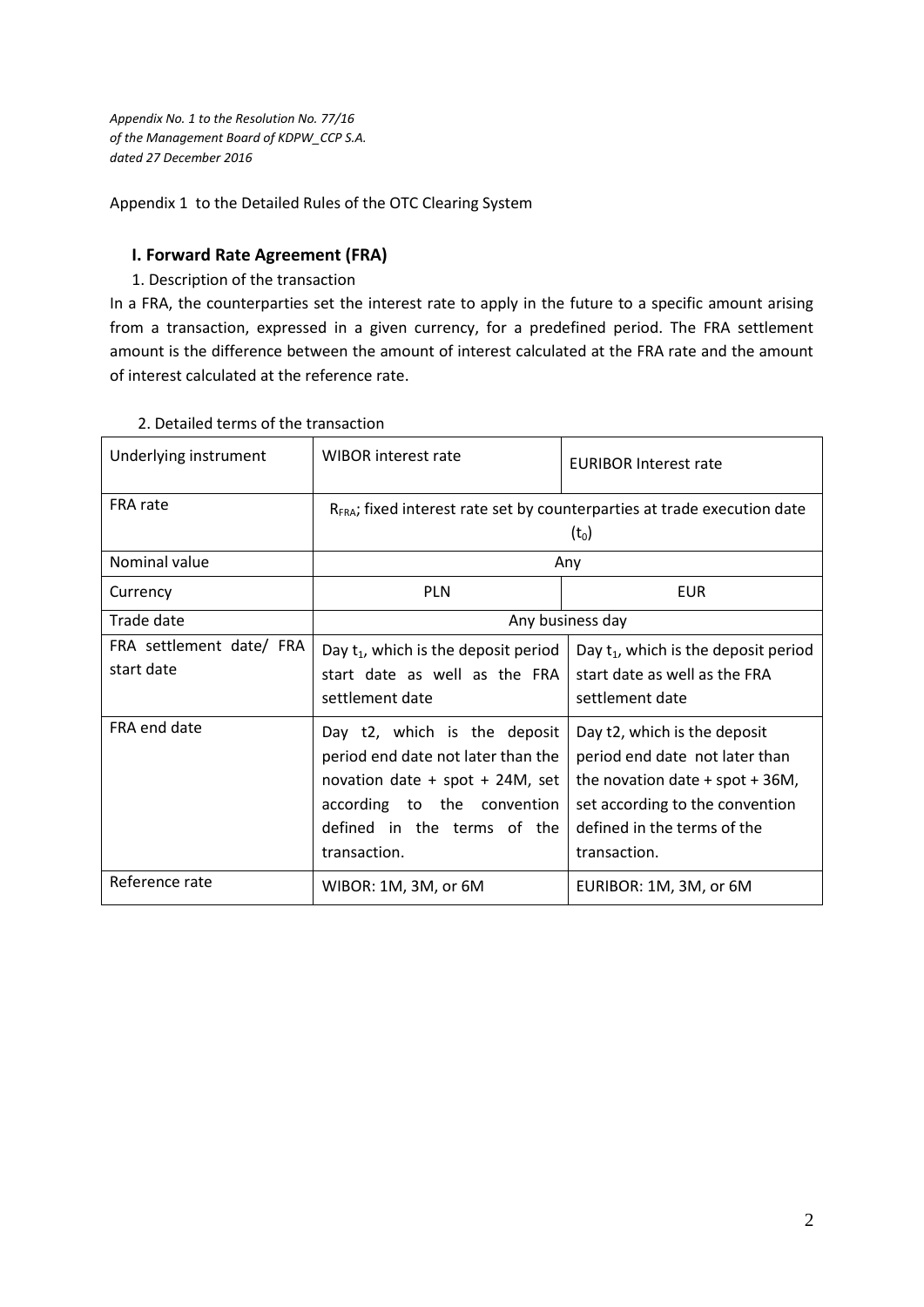*Appendix No. 1 to the Resolution No. 77/16*
*of the Management Board of KDPW_CCP S.A.*
*dated 27 December 2016*

Appendix 1 to the Detailed Rules of the OTC Clearing System

## I. Forward Rate Agreement (FRA)

1. Description of the transaction

In a FRA, the counterparties set the interest rate to apply in the future to a specific amount arising from a transaction, expressed in a given currency, for a predefined period. The FRA settlement amount is the difference between the amount of interest calculated at the FRA rate and the amount of interest calculated at the reference rate.

2. Detailed terms of the transaction

| | | |
|---|---|---|
| Underlying instrument | WIBOR interest rate | EURIBOR Interest rate |
| FRA rate | $R_{FRA}$; fixed interest rate set by counterparties at trade execution date ($t_0$) | |
| Nominal value | Any | |
| Currency | PLN | EUR |
| Trade date | Any business day | |
| FRA settlement date/ FRA start date | Day $t_1$, which is the deposit period start date as well as the FRA settlement date | Day $t_1$, which is the deposit period start date as well as the FRA settlement date |
| FRA end date | Day t2, which is the deposit period end date not later than the novation date + spot + 24M, set according to the convention defined in the terms of the transaction. | Day t2, which is the deposit period end date not later than the novation date + spot + 36M, set according to the convention defined in the terms of the transaction. |
| Reference rate | WIBOR: 1M, 3M, or 6M | EURIBOR: 1M, 3M, or 6M |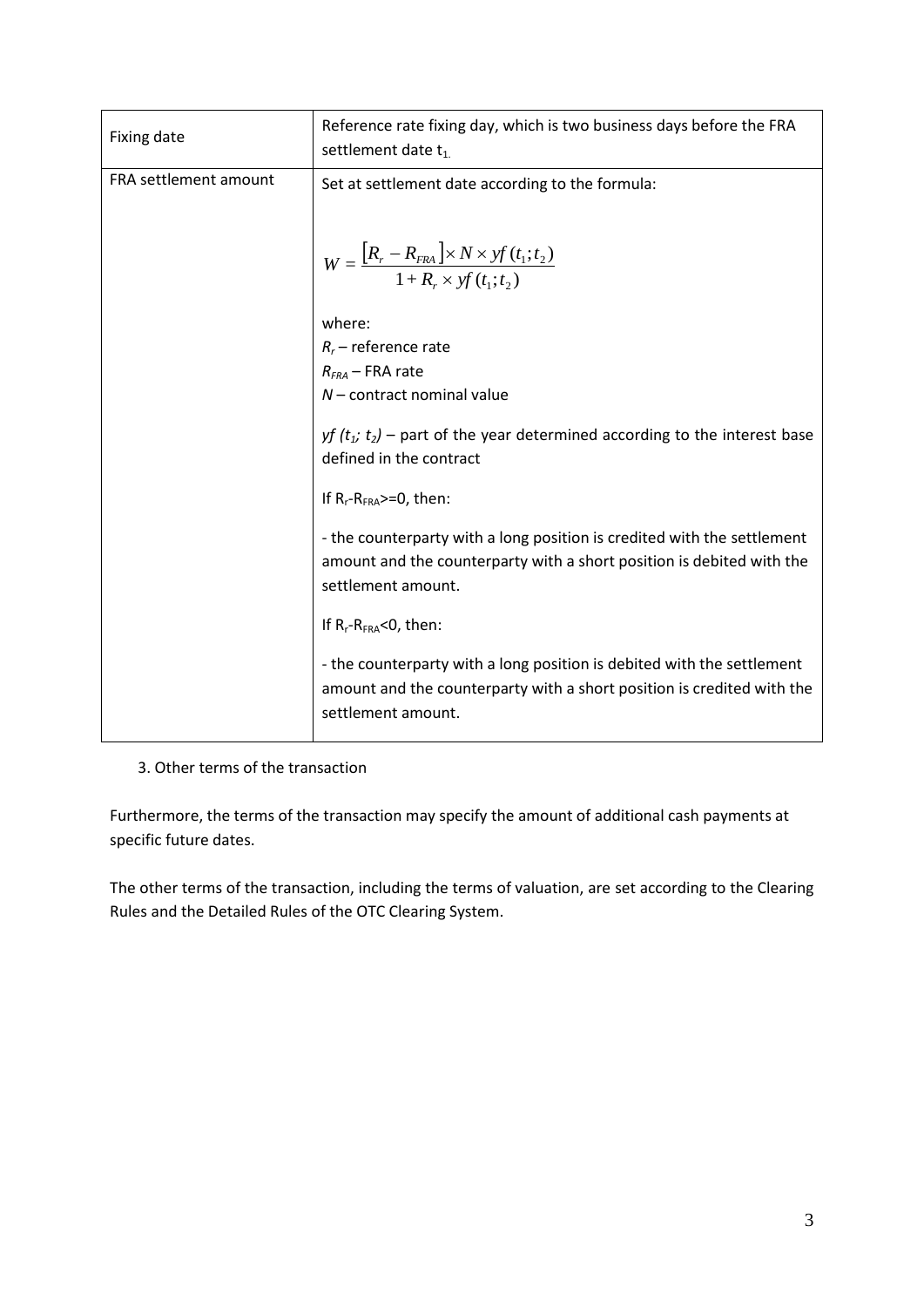| | |
|---|---|
| Fixing date | Reference rate fixing day, which is two business days before the FRA settlement date $t_1$. |
| FRA settlement amount | Set at settlement date according to the formula:<br><br>$$W = \frac{[R_r - R_{FRA}] \times N \times yf(t_1;t_2)}{1 + R_r \times yf(t_1;t_2)}$$<br><br>where:<br>$R_r$ – reference rate<br>$R_{FRA}$ – FRA rate<br>$N$ – contract nominal value<br><br>$yf(t_1;\ t_2)$ – part of the year determined according to the interest base defined in the contract<br><br>If $R_r$-$R_{FRA}$>=0, then:<br><br>- the counterparty with a long position is credited with the settlement amount and the counterparty with a short position is debited with the settlement amount.<br><br>If $R_r$-$R_{FRA}$<0, then:<br><br>- the counterparty with a long position is debited with the settlement amount and the counterparty with a short position is credited with the settlement amount. |

3. Other terms of the transaction

Furthermore, the terms of the transaction may specify the amount of additional cash payments at specific future dates.

The other terms of the transaction, including the terms of valuation, are set according to the Clearing Rules and the Detailed Rules of the OTC Clearing System.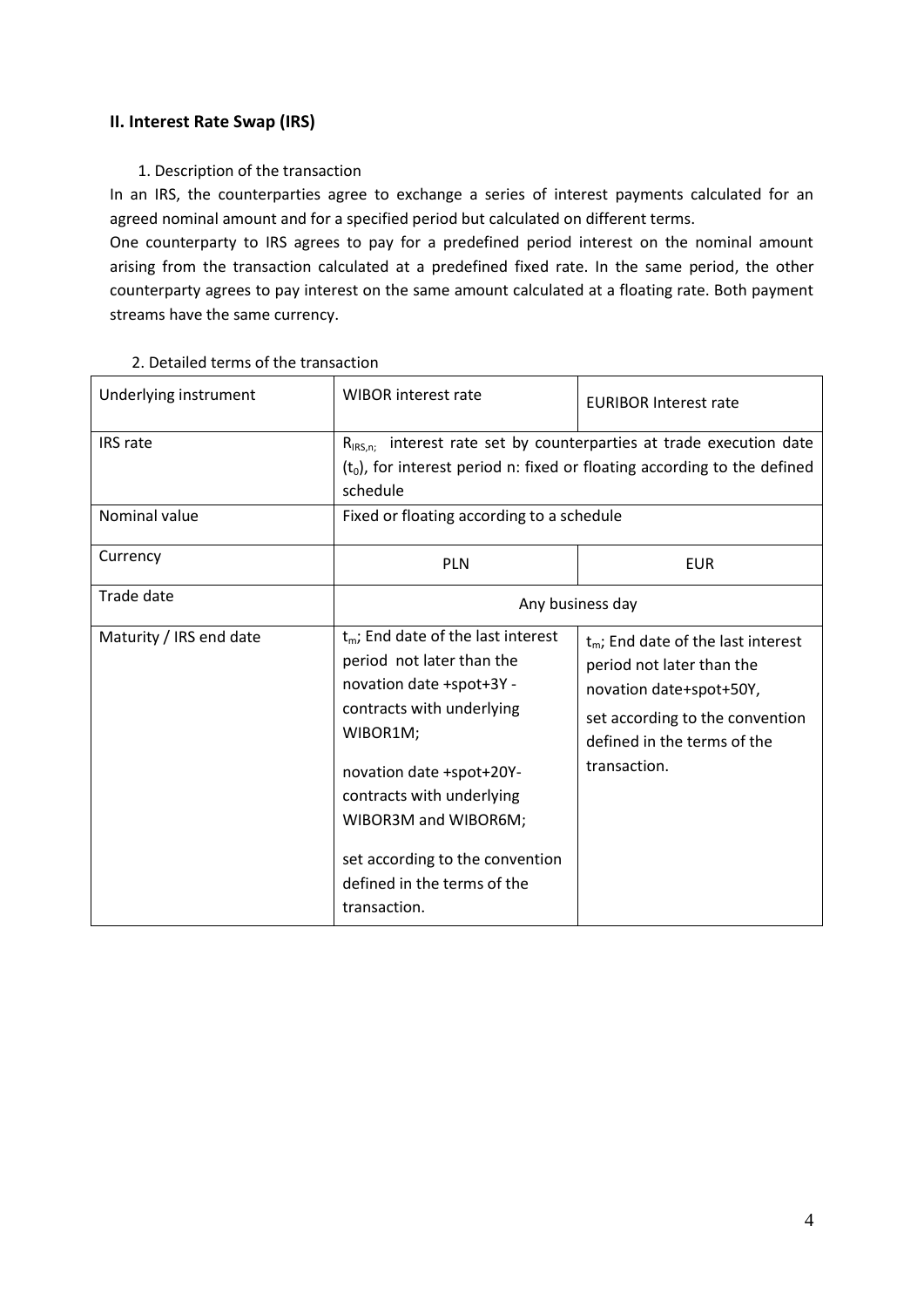## II. Interest Rate Swap (IRS)

1. Description of the transaction

In an IRS, the counterparties agree to exchange a series of interest payments calculated for an agreed nominal amount and for a specified period but calculated on different terms.

One counterparty to IRS agrees to pay for a predefined period interest on the nominal amount arising from the transaction calculated at a predefined fixed rate. In the same period, the other counterparty agrees to pay interest on the same amount calculated at a floating rate. Both payment streams have the same currency.

2. Detailed terms of the transaction

| | | |
|---|---|---|
| Underlying instrument | WIBOR interest rate | EURIBOR Interest rate |
| IRS rate | $R_{IRS,n;}$ interest rate set by counterparties at trade execution date ($t_0$), for interest period n: fixed or floating according to the defined schedule | |
| Nominal value | Fixed or floating according to a schedule | |
| Currency | PLN | EUR |
| Trade date | Any business day | |
| Maturity / IRS end date | $t_m$; End date of the last interest period not later than the novation date +spot+3Y - contracts with underlying WIBOR1M;<br><br>novation date +spot+20Y- contracts with underlying WIBOR3M and WIBOR6M;<br><br>set according to the convention defined in the terms of the transaction. | $t_m$; End date of the last interest period not later than the novation date+spot+50Y,<br><br>set according to the convention defined in the terms of the transaction. |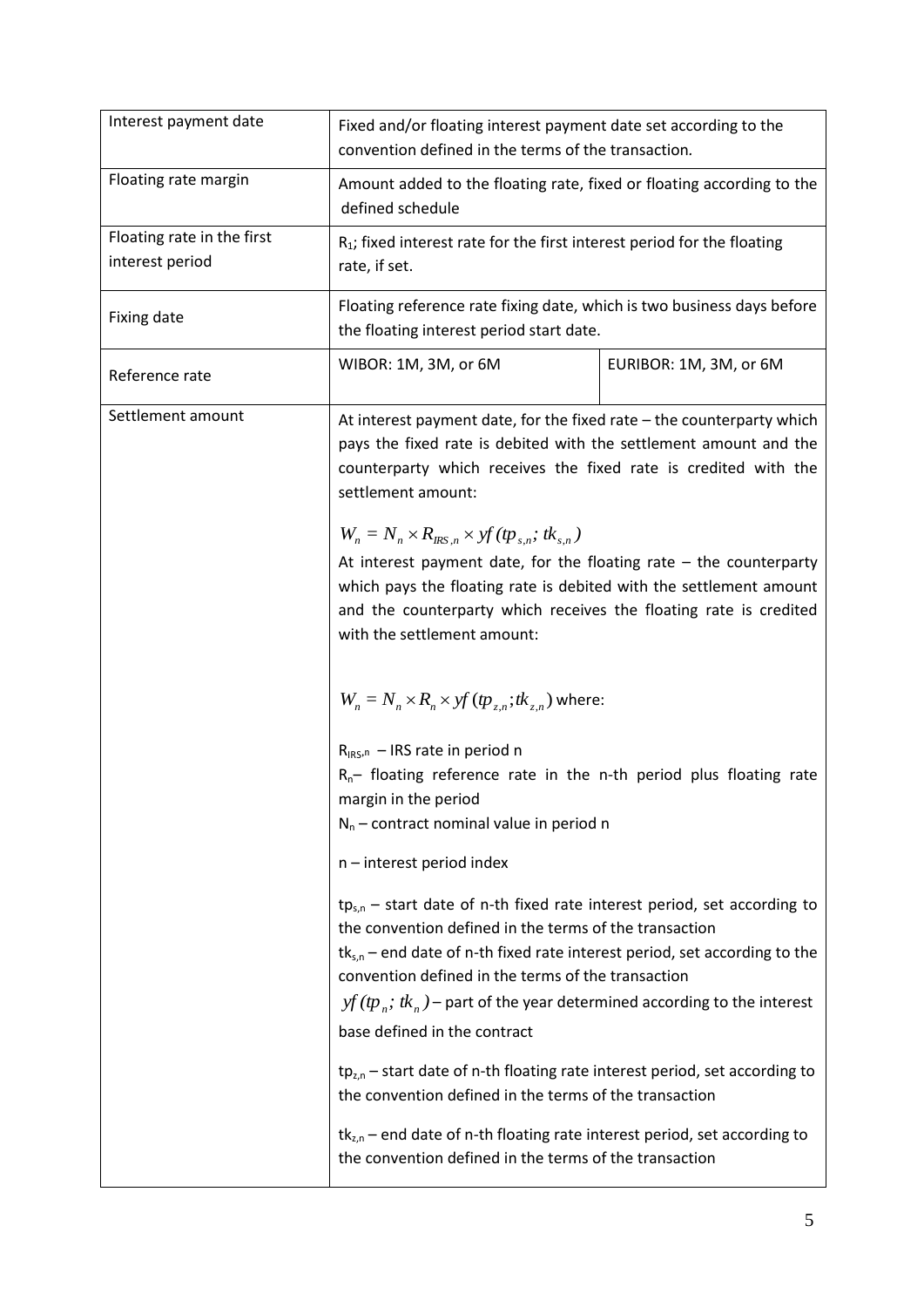| | | |
|---|---|---|
| Interest payment date | Fixed and/or floating interest payment date set according to the convention defined in the terms of the transaction. | |
| Floating rate margin | Amount added to the floating rate, fixed or floating according to the defined schedule | |
| Floating rate in the first interest period | $R_1$; fixed interest rate for the first interest period for the floating rate, if set. | |
| Fixing date | Floating reference rate fixing date, which is two business days before the floating interest period start date. | |
| Reference rate | WIBOR: 1M, 3M, or 6M | EURIBOR: 1M, 3M, or 6M |
| Settlement amount | At interest payment date, for the fixed rate – the counterparty which pays the fixed rate is debited with the settlement amount and the counterparty which receives the fixed rate is credited with the settlement amount:<br><br>$W_n = N_n \times R_{IRS,n} \times yf(tp_{s,n};\ tk_{s,n})$<br><br>At interest payment date, for the floating rate – the counterparty which pays the floating rate is debited with the settlement amount and the counterparty which receives the floating rate is credited with the settlement amount:<br><br>$W_n = N_n \times R_n \times yf(tp_{z,n}; tk_{z,n})$ where:<br><br>$R_{IRS,n}$ – IRS rate in period n<br>$R_n$– floating reference rate in the n-th period plus floating rate margin in the period<br>$N_n$ – contract nominal value in period n<br><br>n – interest period index<br><br>$tp_{s,n}$ – start date of n-th fixed rate interest period, set according to the convention defined in the terms of the transaction<br>$tk_{s,n}$ – end date of n-th fixed rate interest period, set according to the convention defined in the terms of the transaction<br>$yf(tp_n;\ tk_n)$ – part of the year determined according to the interest base defined in the contract<br><br>$tp_{z,n}$ – start date of n-th floating rate interest period, set according to the convention defined in the terms of the transaction<br><br>$tk_{z,n}$ – end date of n-th floating rate interest period, set according to the convention defined in the terms of the transaction | |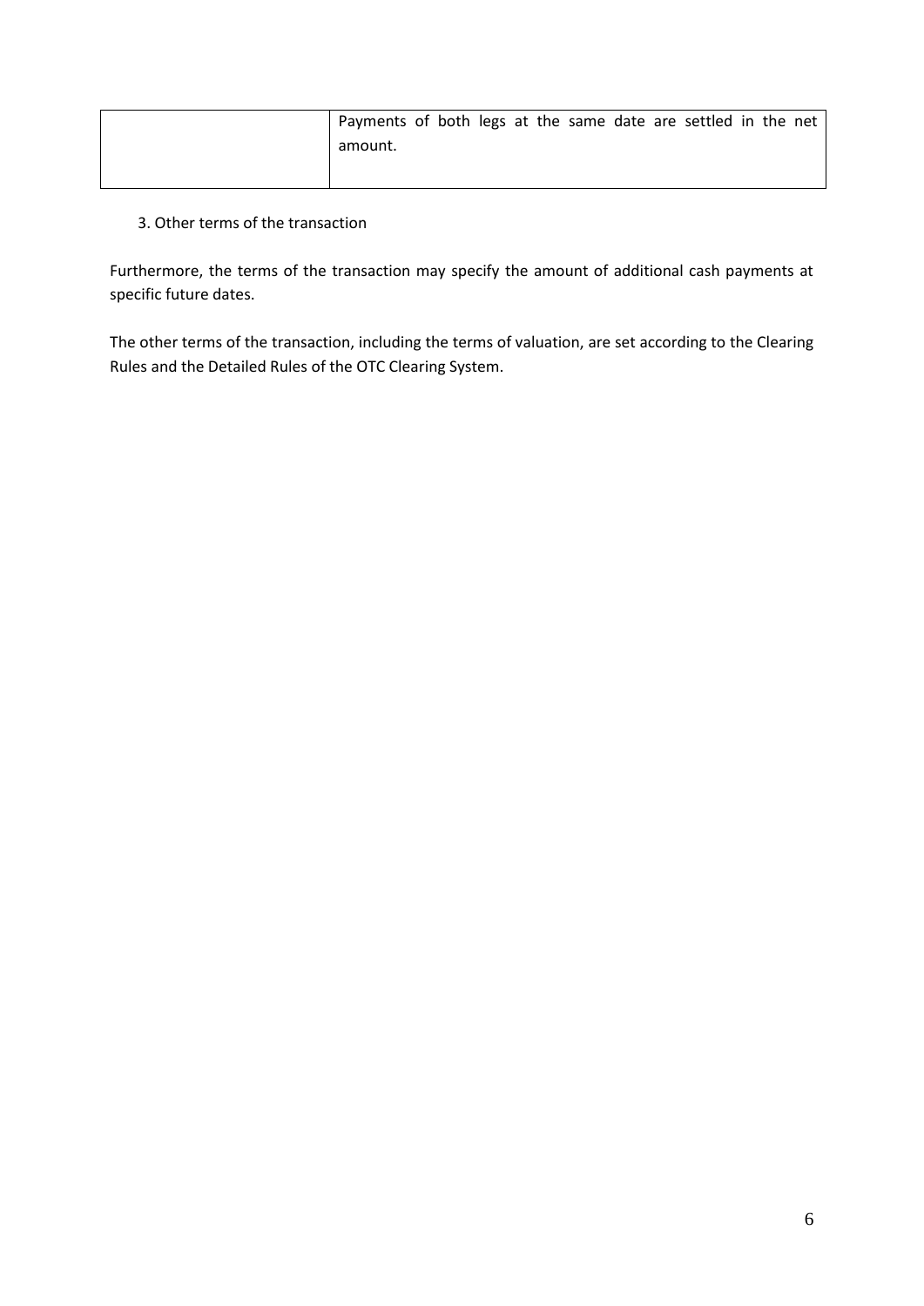| | |
|---|---|
| | Payments of both legs at the same date are settled in the net amount. |

3. Other terms of the transaction

Furthermore, the terms of the transaction may specify the amount of additional cash payments at specific future dates.

The other terms of the transaction, including the terms of valuation, are set according to the Clearing Rules and the Detailed Rules of the OTC Clearing System.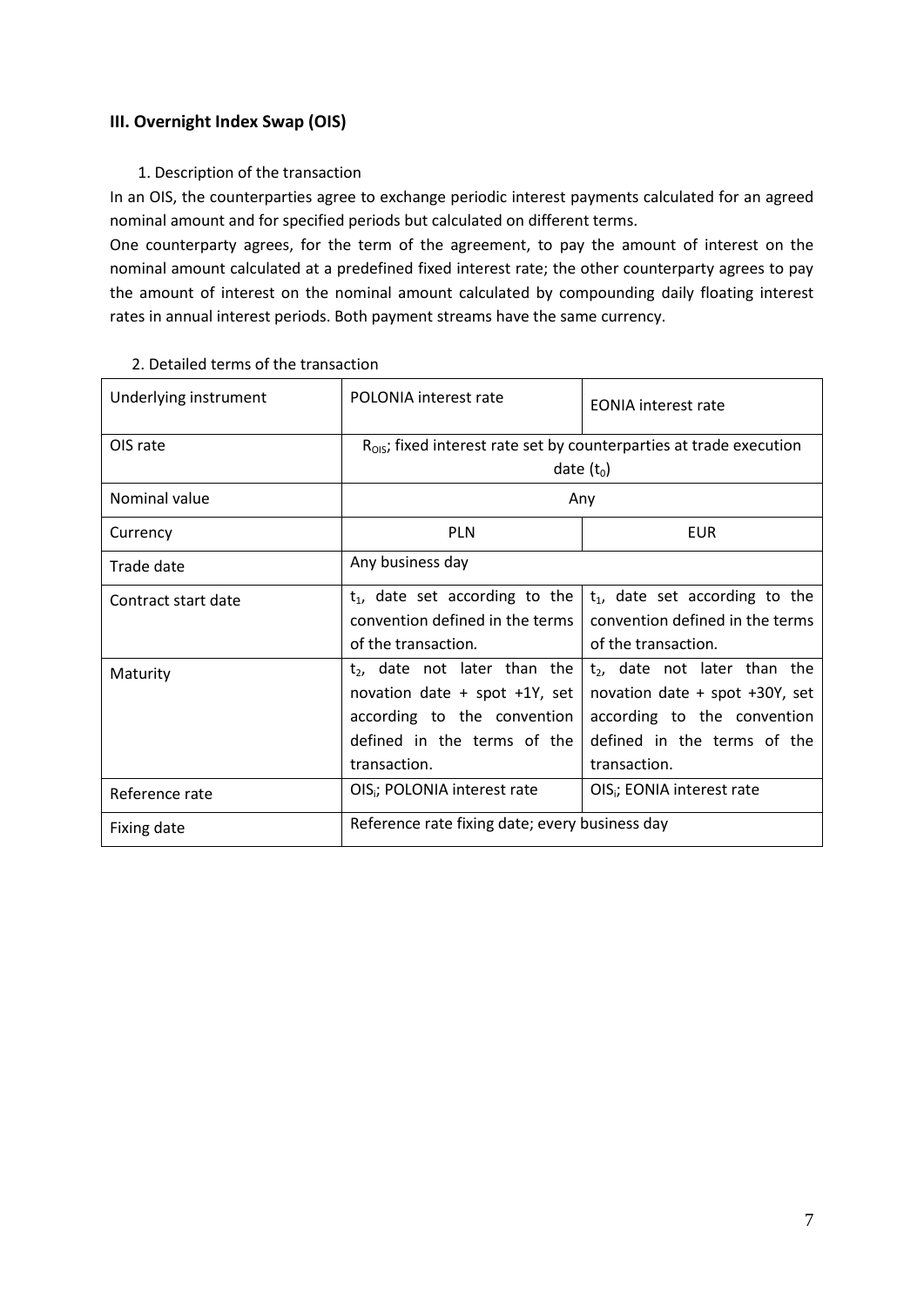### III. Overnight Index Swap (OIS)

1. Description of the transaction

In an OIS, the counterparties agree to exchange periodic interest payments calculated for an agreed nominal amount and for specified periods but calculated on different terms.

One counterparty agrees, for the term of the agreement, to pay the amount of interest on the nominal amount calculated at a predefined fixed interest rate; the other counterparty agrees to pay the amount of interest on the nominal amount calculated by compounding daily floating interest rates in annual interest periods. Both payment streams have the same currency.

2. Detailed terms of the transaction

| | | |
|---|---|---|
| Underlying instrument | POLONIA interest rate | EONIA interest rate |
| OIS rate | $R_{OIS}$; fixed interest rate set by counterparties at trade execution date ($t_0$) | |
| Nominal value | Any | |
| Currency | PLN | EUR |
| Trade date | Any business day | |
| Contract start date | $t_1$, date set according to the convention defined in the terms of the transaction. | $t_1$, date set according to the convention defined in the terms of the transaction. |
| Maturity | $t_2$, date not later than the novation date + spot +1Y, set according to the convention defined in the terms of the transaction. | $t_2$, date not later than the novation date + spot +30Y, set according to the convention defined in the terms of the transaction. |
| Reference rate | $OIS_i$; POLONIA interest rate | $OIS_i$; EONIA interest rate |
| Fixing date | Reference rate fixing date; every business day | |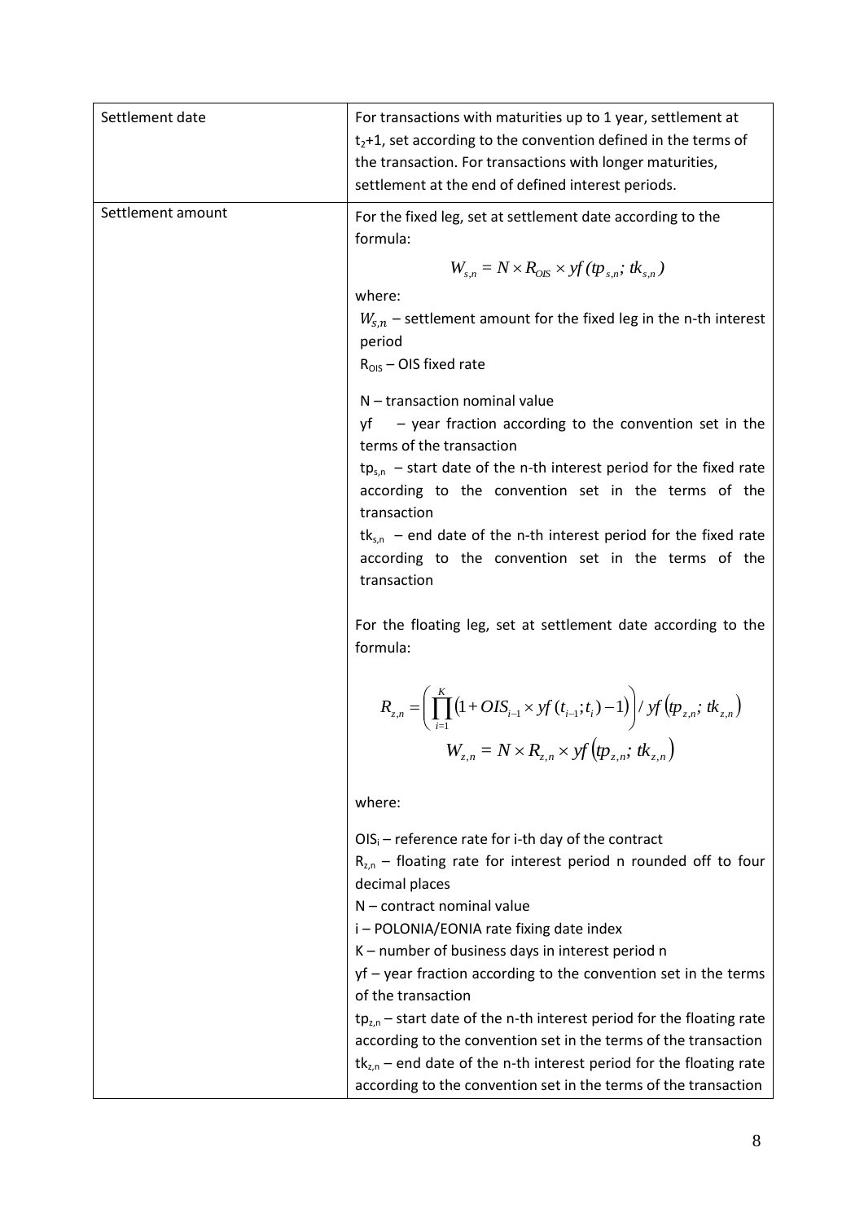| | |
|---|---|
| Settlement date | For transactions with maturities up to 1 year, settlement at $t_2$+1, set according to the convention defined in the terms of the transaction. For transactions with longer maturities, settlement at the end of defined interest periods. |
| Settlement amount | For the fixed leg, set at settlement date according to the formula:<br><br>$$W_{s,n} = N \times R_{OIS} \times yf\,(tp_{s,n};\, tk_{s,n})$$<br><br>where:<br>$W_{s,n}$ – settlement amount for the fixed leg in the n-th interest period<br>$R_{OIS}$ – OIS fixed rate<br><br>N – transaction nominal value<br>yf – year fraction according to the convention set in the terms of the transaction<br>$tp_{s,n}$ – start date of the n-th interest period for the fixed rate according to the convention set in the terms of the transaction<br>$tk_{s,n}$ – end date of the n-th interest period for the fixed rate according to the convention set in the terms of the transaction<br><br>For the floating leg, set at settlement date according to the formula:<br><br>$$R_{z,n} = \left( \prod_{i=1}^{K} \left(1 + OIS_{i-1} \times yf\,(t_{i-1}; t_i) - 1\right) \right) / \, yf\left(tp_{z,n};\, tk_{z,n}\right)$$<br>$$W_{z,n} = N \times R_{z,n} \times yf\left(tp_{z,n};\, tk_{z,n}\right)$$<br><br>where:<br><br>$OIS_i$ – reference rate for i-th day of the contract<br>$R_{z,n}$ – floating rate for interest period n rounded off to four decimal places<br>N – contract nominal value<br>i – POLONIA/EONIA rate fixing date index<br>K – number of business days in interest period n<br>yf – year fraction according to the convention set in the terms of the transaction<br>$tp_{z,n}$ – start date of the n-th interest period for the floating rate according to the convention set in the terms of the transaction<br>$tk_{z,n}$ – end date of the n-th interest period for the floating rate according to the convention set in the terms of the transaction |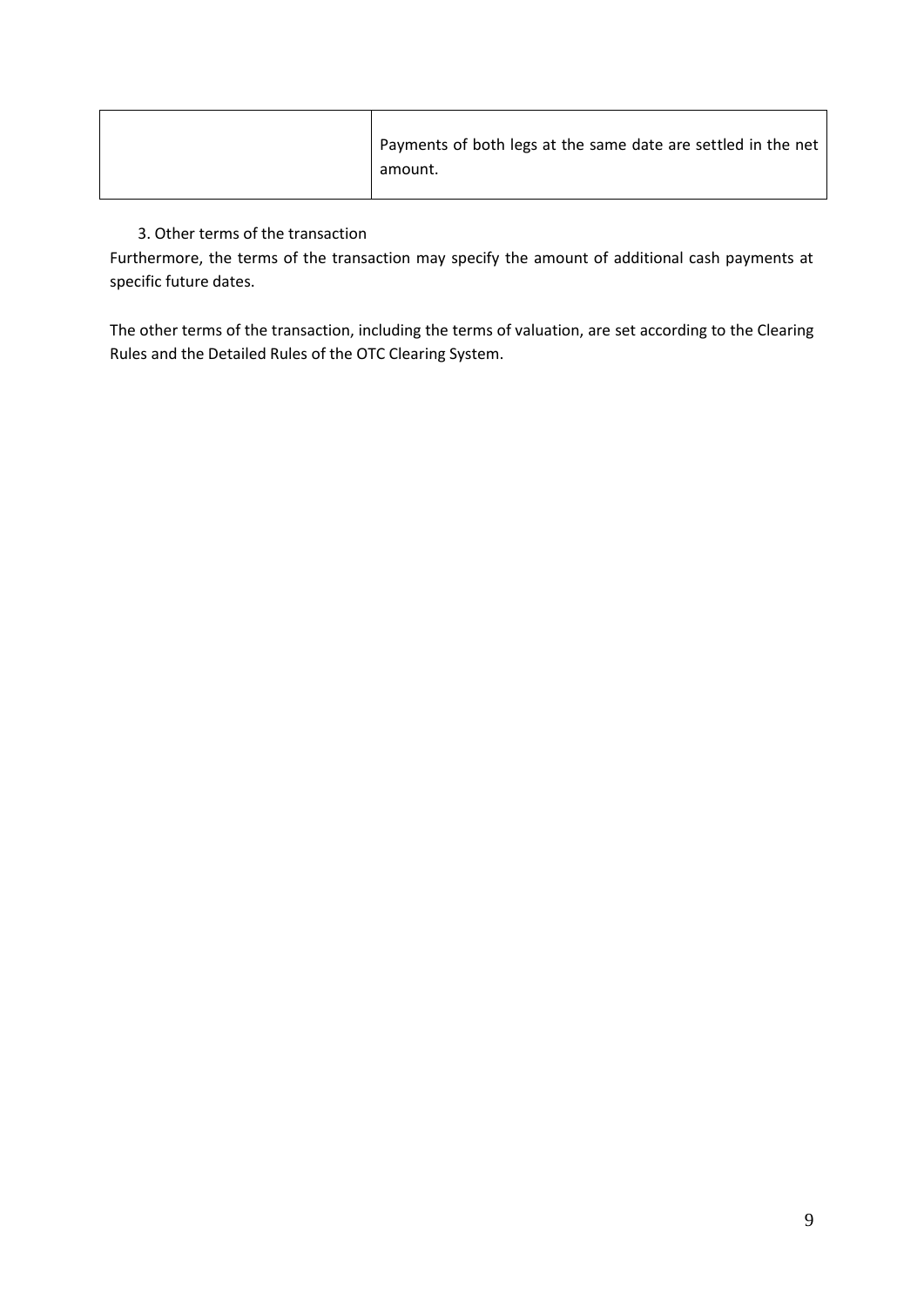| | |
|---|---|
| | Payments of both legs at the same date are settled in the net amount. |

3. Other terms of the transaction

Furthermore, the terms of the transaction may specify the amount of additional cash payments at specific future dates.

The other terms of the transaction, including the terms of valuation, are set according to the Clearing Rules and the Detailed Rules of the OTC Clearing System.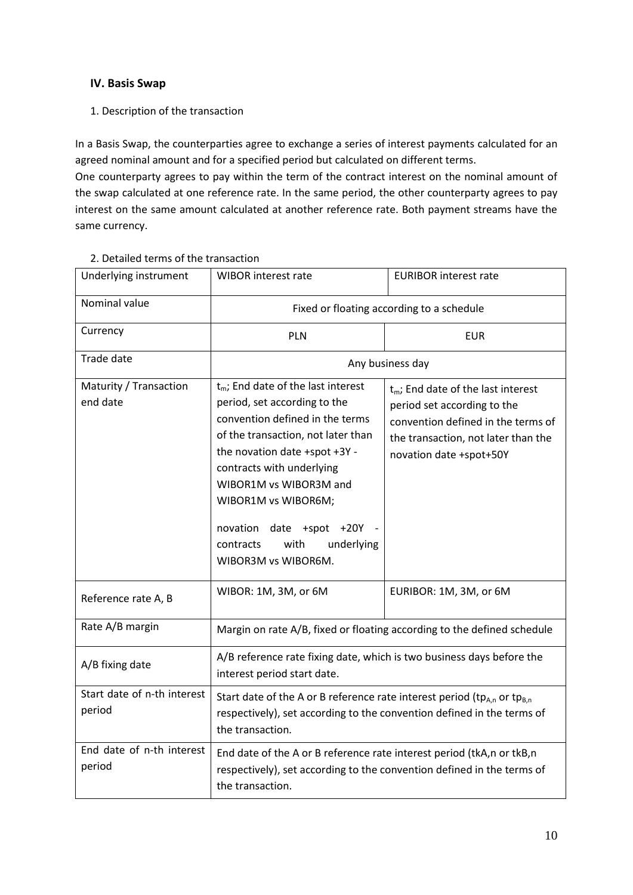## IV. Basis Swap

1. Description of the transaction

In a Basis Swap, the counterparties agree to exchange a series of interest payments calculated for an agreed nominal amount and for a specified period but calculated on different terms.
One counterparty agrees to pay within the term of the contract interest on the nominal amount of the swap calculated at one reference rate. In the same period, the other counterparty agrees to pay interest on the same amount calculated at another reference rate. Both payment streams have the same currency.

2. Detailed terms of the transaction

| Underlying instrument | WIBOR interest rate | EURIBOR interest rate |
|---|---|---|
| Nominal value | Fixed or floating according to a schedule | |
| Currency | PLN | EUR |
| Trade date | Any business day | |
| Maturity / Transaction end date | $t_m$; End date of the last interest period, set according to the convention defined in the terms of the transaction, not later than the novation date +spot +3Y - contracts with underlying WIBOR1M vs WIBOR3M and WIBOR1M vs WIBOR6M;<br><br>novation date +spot +20Y - contracts with underlying WIBOR3M vs WIBOR6M. | $t_m$; End date of the last interest period set according to the convention defined in the terms of the transaction, not later than the novation date +spot+50Y |
| Reference rate A, B | WIBOR: 1M, 3M, or 6M | EURIBOR: 1M, 3M, or 6M |
| Rate A/B margin | Margin on rate A/B, fixed or floating according to the defined schedule | |
| A/B fixing date | A/B reference rate fixing date, which is two business days before the interest period start date. | |
| Start date of n-th interest period | Start date of the A or B reference rate interest period ($tp_{A,n}$ or $tp_{B,n}$ respectively), set according to the convention defined in the terms of the transaction. | |
| End date of n-th interest period | End date of the A or B reference rate interest period (tkA,n or tkB,n respectively), set according to the convention defined in the terms of the transaction. | |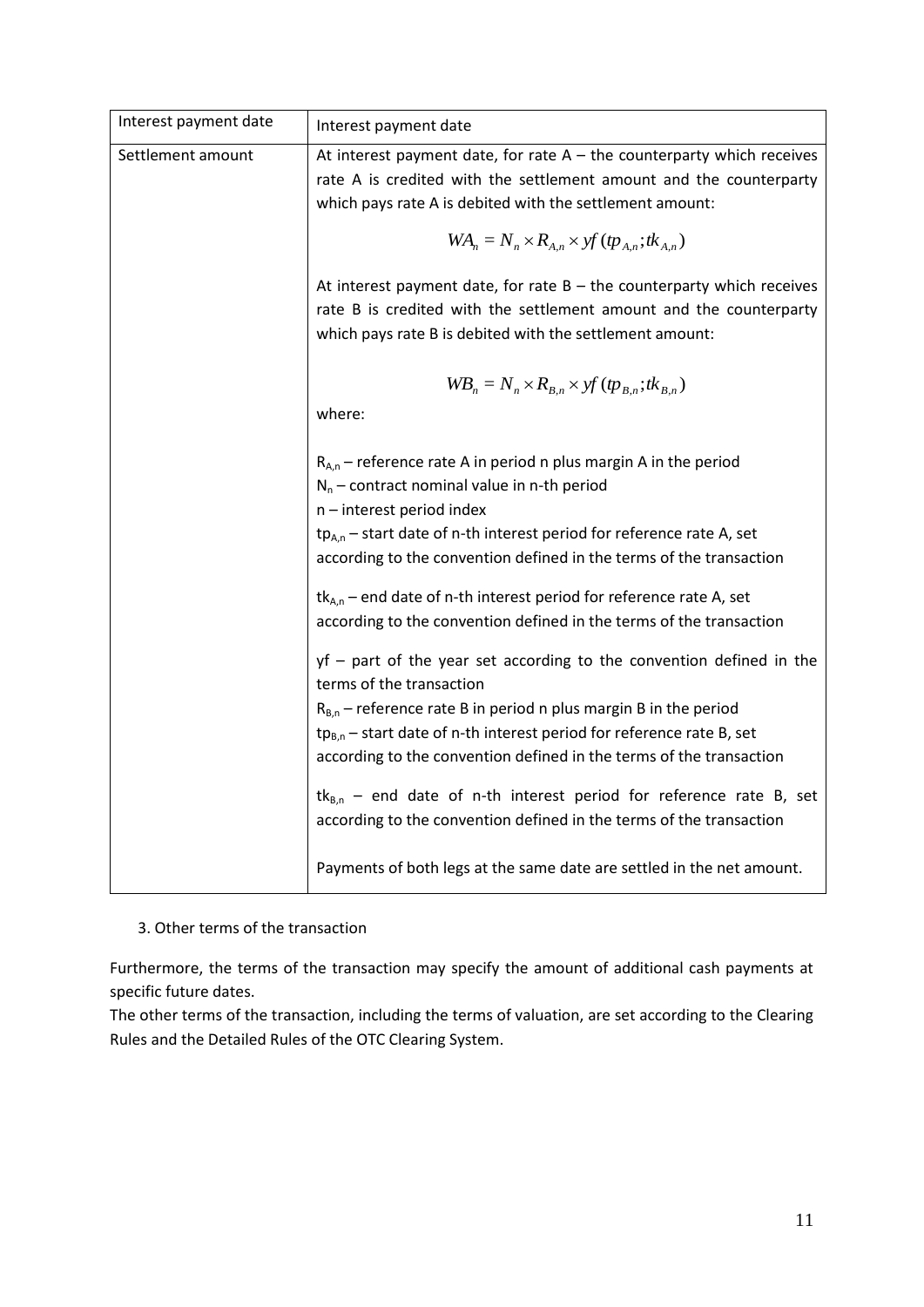| | |
|---|---|
| Interest payment date | Interest payment date |
| Settlement amount | At interest payment date, for rate A – the counterparty which receives rate A is credited with the settlement amount and the counterparty which pays rate A is debited with the settlement amount:<br><br>$$WA_n = N_n \times R_{A,n} \times yf(tp_{A,n};tk_{A,n})$$<br><br>At interest payment date, for rate B – the counterparty which receives rate B is credited with the settlement amount and the counterparty which pays rate B is debited with the settlement amount:<br><br>$$WB_n = N_n \times R_{B,n} \times yf(tp_{B,n};tk_{B,n})$$<br><br>where:<br><br>$R_{A,n}$ – reference rate A in period n plus margin A in the period<br>$N_n$ – contract nominal value in n-th period<br>n – interest period index<br>$tp_{A,n}$ – start date of n-th interest period for reference rate A, set according to the convention defined in the terms of the transaction<br><br>$tk_{A,n}$ – end date of n-th interest period for reference rate A, set according to the convention defined in the terms of the transaction<br><br>yf – part of the year set according to the convention defined in the terms of the transaction<br>$R_{B,n}$ – reference rate B in period n plus margin B in the period<br>$tp_{B,n}$ – start date of n-th interest period for reference rate B, set according to the convention defined in the terms of the transaction<br><br>$tk_{B,n}$ – end date of n-th interest period for reference rate B, set according to the convention defined in the terms of the transaction<br><br>Payments of both legs at the same date are settled in the net amount. |

3. Other terms of the transaction

Furthermore, the terms of the transaction may specify the amount of additional cash payments at specific future dates.
The other terms of the transaction, including the terms of valuation, are set according to the Clearing Rules and the Detailed Rules of the OTC Clearing System.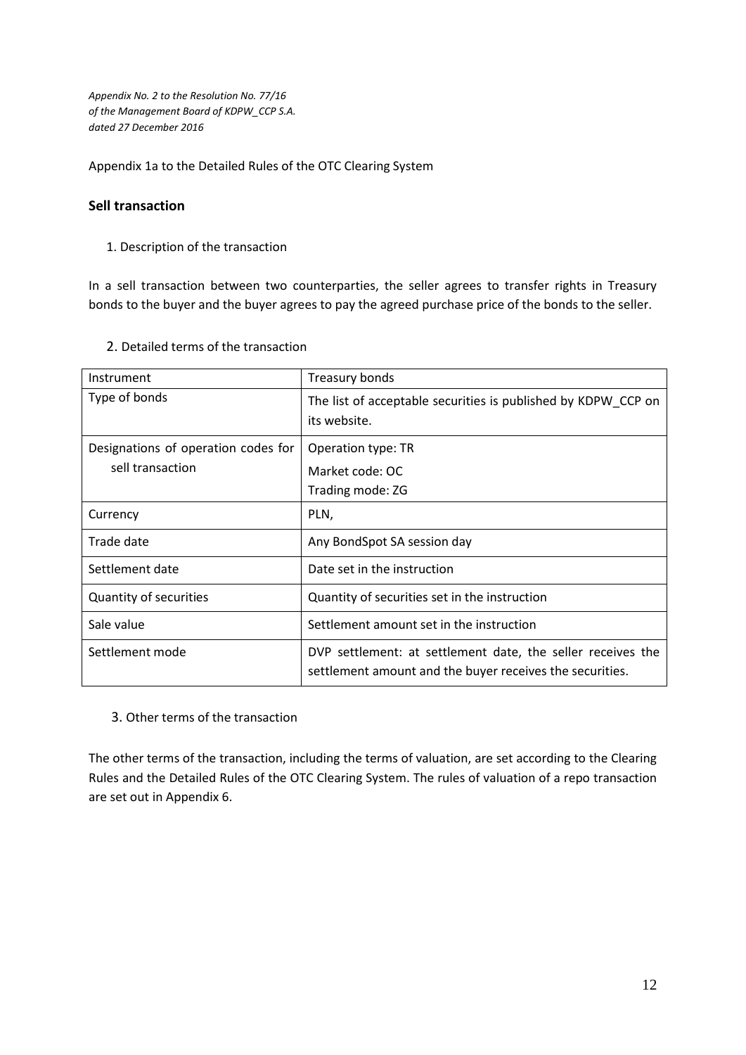*Appendix No. 2 to the Resolution No. 77/16*
*of the Management Board of KDPW_CCP S.A.*
*dated 27 December 2016*

Appendix 1a to the Detailed Rules of the OTC Clearing System

## Sell transaction

1. Description of the transaction

In a sell transaction between two counterparties, the seller agrees to transfer rights in Treasury bonds to the buyer and the buyer agrees to pay the agreed purchase price of the bonds to the seller.

2. Detailed terms of the transaction

| | |
|---|---|
| Instrument | Treasury bonds |
| Type of bonds | The list of acceptable securities is published by KDPW_CCP on its website. |
| Designations of operation codes for sell transaction | Operation type: TR<br>Market code: OC<br>Trading mode: ZG |
| Currency | PLN, |
| Trade date | Any BondSpot SA session day |
| Settlement date | Date set in the instruction |
| Quantity of securities | Quantity of securities set in the instruction |
| Sale value | Settlement amount set in the instruction |
| Settlement mode | DVP settlement: at settlement date, the seller receives the settlement amount and the buyer receives the securities. |

3. Other terms of the transaction

The other terms of the transaction, including the terms of valuation, are set according to the Clearing Rules and the Detailed Rules of the OTC Clearing System. The rules of valuation of a repo transaction are set out in Appendix 6.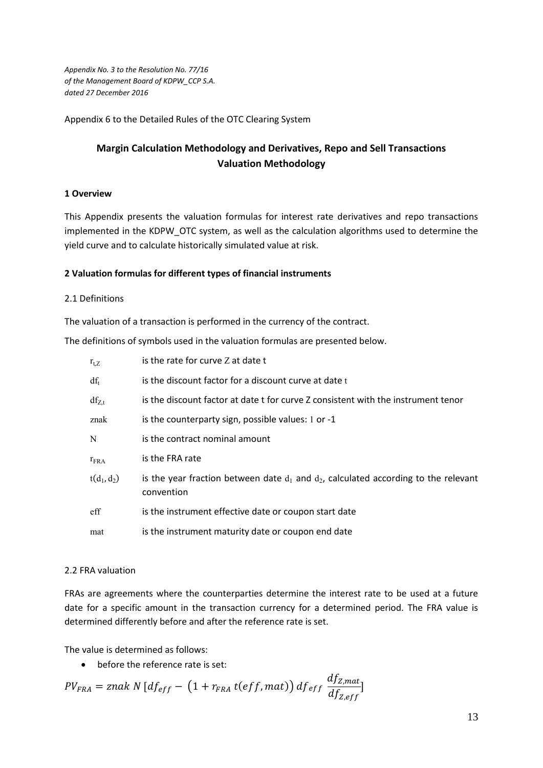*Appendix No. 3 to the Resolution No. 77/16*
*of the Management Board of KDPW_CCP S.A.*
*dated 27 December 2016*

Appendix 6 to the Detailed Rules of the OTC Clearing System

# Margin Calculation Methodology and Derivatives, Repo and Sell Transactions Valuation Methodology

## 1 Overview

This Appendix presents the valuation formulas for interest rate derivatives and repo transactions implemented in the KDPW_OTC system, as well as the calculation algorithms used to determine the yield curve and to calculate historically simulated value at risk.

## 2 Valuation formulas for different types of financial instruments

### 2.1 Definitions

The valuation of a transaction is performed in the currency of the contract.

The definitions of symbols used in the valuation formulas are presented below.

| | |
|---|---|
| $r_{t,Z}$ | is the rate for curve Z at date t |
| $df_t$ | is the discount factor for a discount curve at date t |
| $df_{Z,t}$ | is the discount factor at date t for curve Z consistent with the instrument tenor |
| znak | is the counterparty sign, possible values: 1 or -1 |
| N | is the contract nominal amount |
| $r_{FRA}$ | is the FRA rate |
| $t(d_1, d_2)$ | is the year fraction between date $d_1$ and $d_2$, calculated according to the relevant convention |
| eff | is the instrument effective date or coupon start date |
| mat | is the instrument maturity date or coupon end date |

### 2.2 FRA valuation

FRAs are agreements where the counterparties determine the interest rate to be used at a future date for a specific amount in the transaction currency for a determined period. The FRA value is determined differently before and after the reference rate is set.

The value is determined as follows:

- before the reference rate is set:

$$PV_{FRA} = znak\ N\left[df_{eff} - \left(1 + r_{FRA}\ t(eff, mat)\right) df_{eff}\ \frac{df_{Z,mat}}{df_{Z,eff}}\right]$$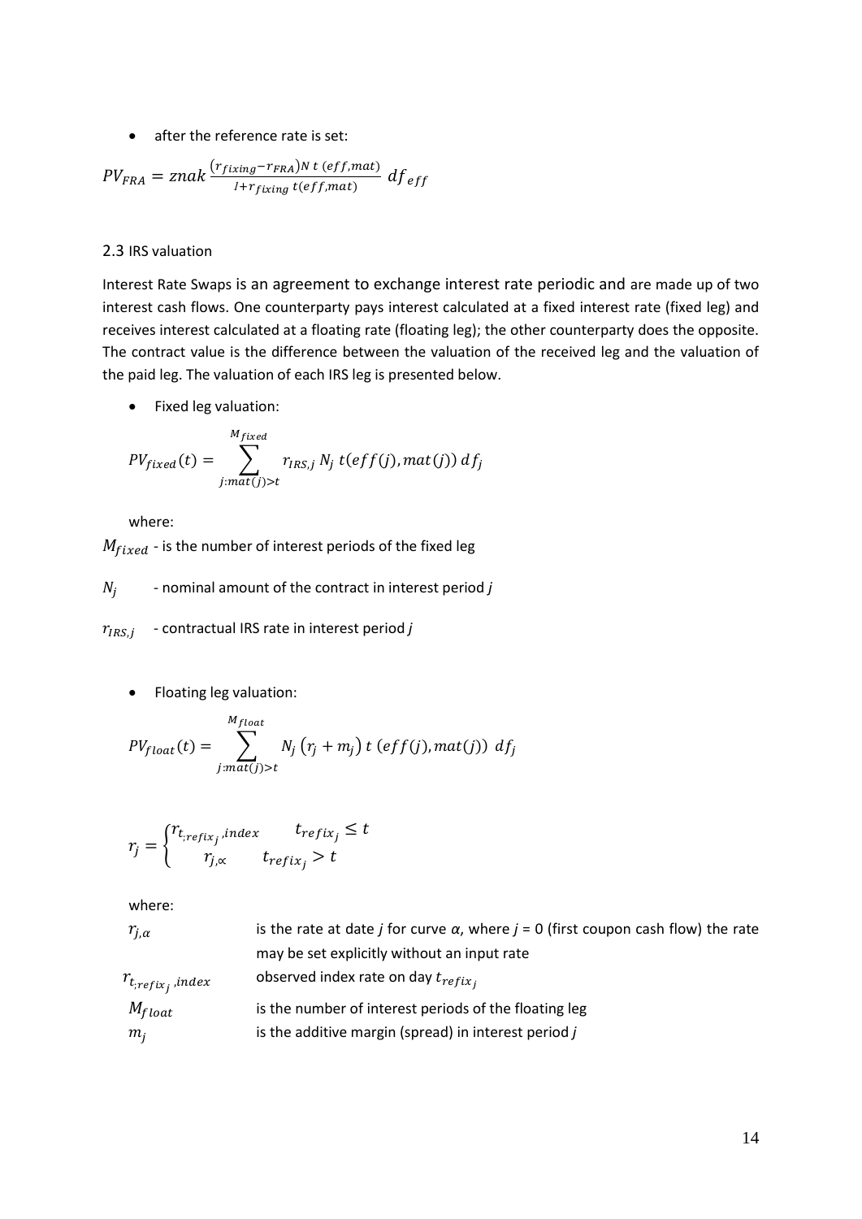- after the reference rate is set:

$$PV_{FRA} = znak\,\frac{(r_{fixing} - r_{FRA})N\,t\,(eff,mat)}{1 + r_{fixing}\,t(eff,mat)}\,df_{eff}$$

## 2.3 IRS valuation

Interest Rate Swaps is an agreement to exchange interest rate periodic and are made up of two interest cash flows. One counterparty pays interest calculated at a fixed interest rate (fixed leg) and receives interest calculated at a floating rate (floating leg); the other counterparty does the opposite. The contract value is the difference between the valuation of the received leg and the valuation of the paid leg. The valuation of each IRS leg is presented below.

- Fixed leg valuation:

$$PV_{fixed}(t) = \sum_{j:mat(j)>t}^{M_{fixed}} r_{IRS,j}\,N_j\,t(eff(j), mat(j))\,df_j$$

where:

$M_{fixed}$ - is the number of interest periods of the fixed leg

$N_j$ - nominal amount of the contract in interest period *j*

$r_{IRS,j}$ - contractual IRS rate in interest period *j*

- Floating leg valuation:

$$PV_{float}(t) = \sum_{j:mat(j)>t}^{M_{float}} N_j\,(r_j + m_j)\,t\,(eff(j), mat(j))\,\,df_j$$

$$r_j = \begin{cases} r_{t_{;refix_j},index} & t_{refix_j} \leq t \\ r_{j,\propto} & t_{refix_j} > t \end{cases}$$

where:

$r_{j,\alpha}$ is the rate at date *j* for curve $\alpha$, where *j* = 0 (first coupon cash flow) the rate may be set explicitly without an input rate

$r_{t_{;refix_j},index}$ observed index rate on day $t_{refix_j}$

$M_{float}$ is the number of interest periods of the floating leg

$m_j$ is the additive margin (spread) in interest period *j*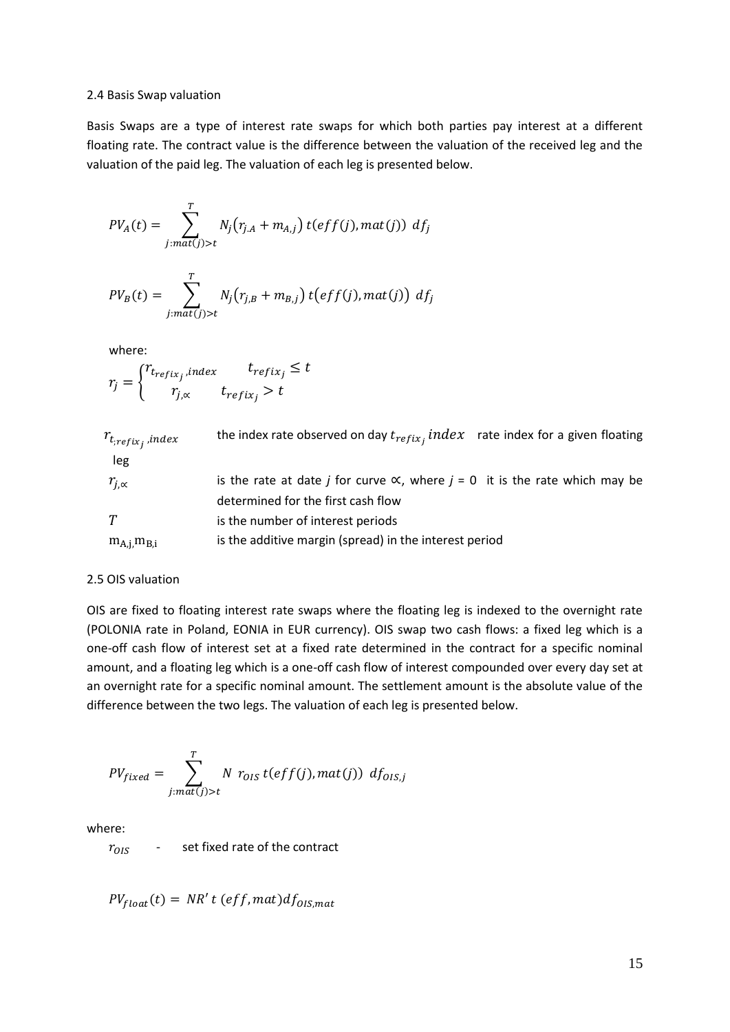## 2.4 Basis Swap valuation

Basis Swaps are a type of interest rate swaps for which both parties pay interest at a different floating rate. The contract value is the difference between the valuation of the received leg and the valuation of the paid leg. The valuation of each leg is presented below.

$$PV_A(t) = \sum_{j:mat(j)>t}^{T} N_j\left(r_{j,A} + m_{A,j}\right) t(eff(j), mat(j))\ df_j$$

$$PV_B(t) = \sum_{j:mat(j)>t}^{T} N_j\left(r_{j,B} + m_{B,j}\right) t\left(eff(j), mat(j)\right)\ df_j$$

where:

$$r_j = \begin{cases} r_{t_{refix_j},index} & t_{refix_j} \leq t \\ r_{j,\propto} & t_{refix_j} > t \end{cases}$$

| | |
|---|---|
| $r_{t_{;refix_j},index}$ leg | the index rate observed on day $t_{refix_j}$ $index$ rate index for a given floating |
| $r_{j,\propto}$ | is the rate at date *j* for curve $\propto$, where *j* = 0 it is the rate which may be determined for the first cash flow |
| $T$ | is the number of interest periods |
| $m_{A,j}, m_{B,i}$ | is the additive margin (spread) in the interest period |

## 2.5 OIS valuation

OIS are fixed to floating interest rate swaps where the floating leg is indexed to the overnight rate (POLONIA rate in Poland, EONIA in EUR currency). OIS swap two cash flows: a fixed leg which is a one-off cash flow of interest set at a fixed rate determined in the contract for a specific nominal amount, and a floating leg which is a one-off cash flow of interest compounded over every day set at an overnight rate for a specific nominal amount. The settlement amount is the absolute value of the difference between the two legs. The valuation of each leg is presented below.

$$PV_{fixed} = \sum_{j:mat(j)>t}^{T} N\ r_{OIS}\ t(eff(j), mat(j))\ df_{OIS,j}$$

where:

$r_{OIS}$ - set fixed rate of the contract

$$PV_{float}(t) = NR'\ t\ (eff, mat) df_{OIS,mat}$$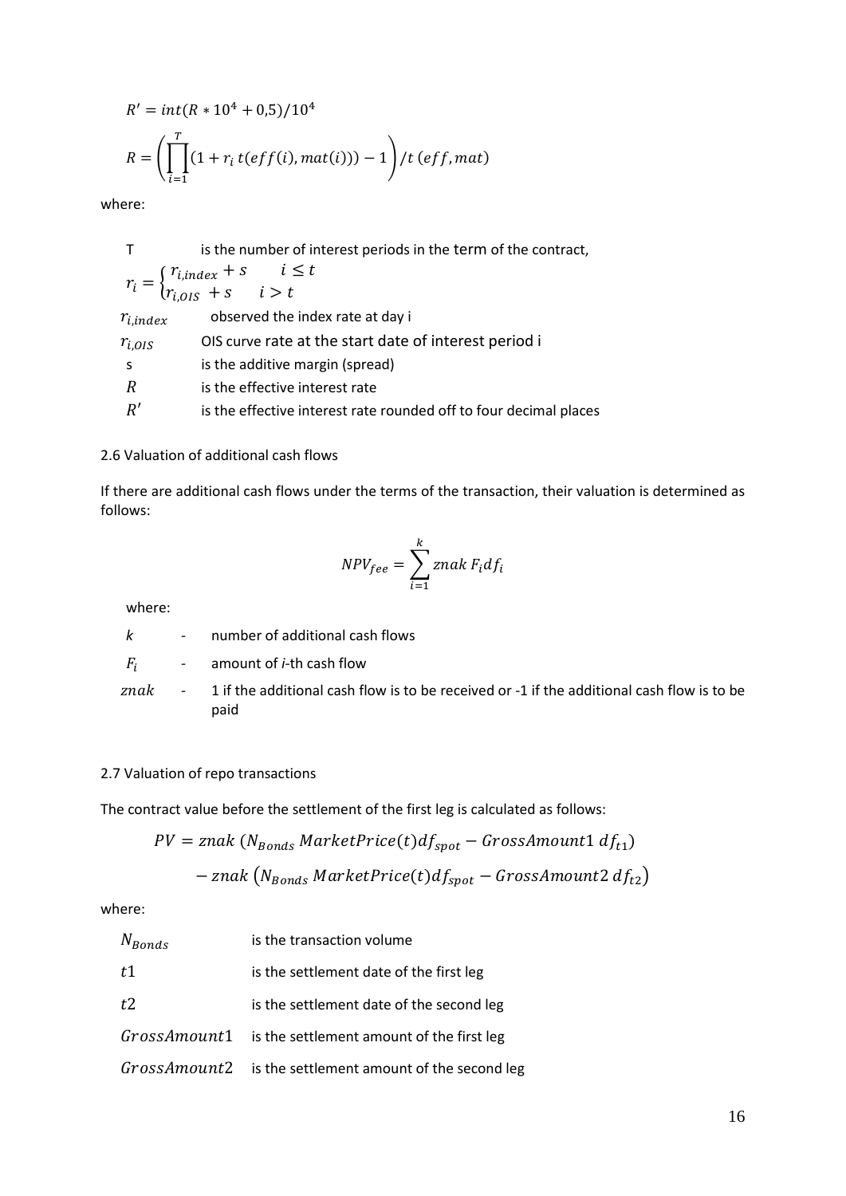$$R' = int(R * 10^4 + 0{,}5)/10^4$$

$$R = \left( \prod_{i=1}^{T} (1 + r_i\, t(eff(i), mat(i))) - 1 \right) / t\,(eff, mat)$$

where:

| | |
|---|---|
| T | is the number of interest periods in the term of the contract, |
| $r_i = \begin{cases} r_{i,index} + s & i \leq t \\ r_{i,OIS} + s & i > t \end{cases}$ | |
| $r_{i,index}$ | observed the index rate at day i |
| $r_{i,OIS}$ | OIS curve rate at the start date of interest period i |
| s | is the additive margin (spread) |
| $R$ | is the effective interest rate |
| $R'$ | is the effective interest rate rounded off to four decimal places |

2.6 Valuation of additional cash flows

If there are additional cash flows under the terms of the transaction, their valuation is determined as follows:

$$NPV_{fee} = \sum_{i=1}^{k} znak\, F_i df_i$$

where:

- $k$ - number of additional cash flows
- $F_i$ - amount of *i*-th cash flow
- $znak$ - 1 if the additional cash flow is to be received or -1 if the additional cash flow is to be paid

2.7 Valuation of repo transactions

The contract value before the settlement of the first leg is calculated as follows:

$$PV = znak\,(N_{Bonds}\, MarketPrice(t) df_{spot} - GrossAmount1\; df_{t1})$$
$$- znak\,\left(N_{Bonds}\, MarketPrice(t) df_{spot} - GrossAmount2\; df_{t2}\right)$$

where:

| | |
|---|---|
| $N_{Bonds}$ | is the transaction volume |
| $t1$ | is the settlement date of the first leg |
| $t2$ | is the settlement date of the second leg |
| $GrossAmount1$ | is the settlement amount of the first leg |
| $GrossAmount2$ | is the settlement amount of the second leg |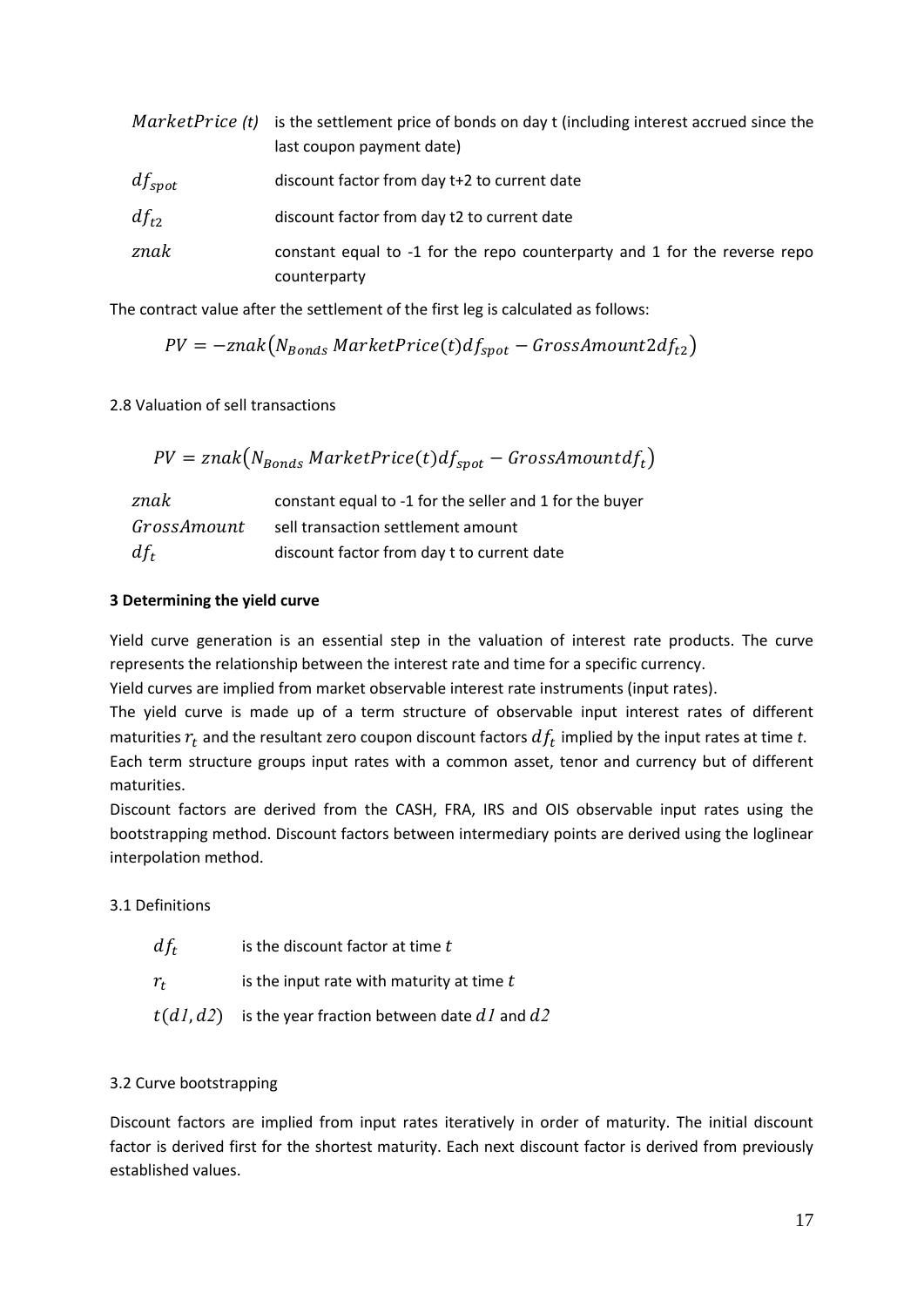| | |
|---|---|
| $MarketPrice\ (t)$ | is the settlement price of bonds on day t (including interest accrued since the last coupon payment date) |
| $df_{spot}$ | discount factor from day t+2 to current date |
| $df_{t2}$ | discount factor from day t2 to current date |
| $znak$ | constant equal to -1 for the repo counterparty and 1 for the reverse repo counterparty |

The contract value after the settlement of the first leg is calculated as follows:

$$PV = -znak\left(N_{Bonds}\ MarketPrice(t)df_{spot} - GrossAmount2df_{t2}\right)$$

2.8 Valuation of sell transactions

$$PV = znak\left(N_{Bonds}\ MarketPrice(t)df_{spot} - GrossAmountdf_{t}\right)$$

| | |
|---|---|
| $znak$ | constant equal to -1 for the seller and 1 for the buyer |
| $GrossAmount$ | sell transaction settlement amount |
| $df_t$ | discount factor from day t to current date |

**3 Determining the yield curve**

Yield curve generation is an essential step in the valuation of interest rate products. The curve represents the relationship between the interest rate and time for a specific currency.
Yield curves are implied from market observable interest rate instruments (input rates).
The yield curve is made up of a term structure of observable input interest rates of different maturities $r_t$ and the resultant zero coupon discount factors $df_t$ implied by the input rates at time *t*.
Each term structure groups input rates with a common asset, tenor and currency but of different maturities.
Discount factors are derived from the CASH, FRA, IRS and OIS observable input rates using the bootstrapping method. Discount factors between intermediary points are derived using the loglinear interpolation method.

3.1 Definitions

| | |
|---|---|
| $df_t$ | is the discount factor at time $t$ |
| $r_t$ | is the input rate with maturity at time $t$ |
| $t(d1, d2)$ | is the year fraction between date $d1$ and $d2$ |

3.2 Curve bootstrapping

Discount factors are implied from input rates iteratively in order of maturity. The initial discount factor is derived first for the shortest maturity. Each next discount factor is derived from previously established values.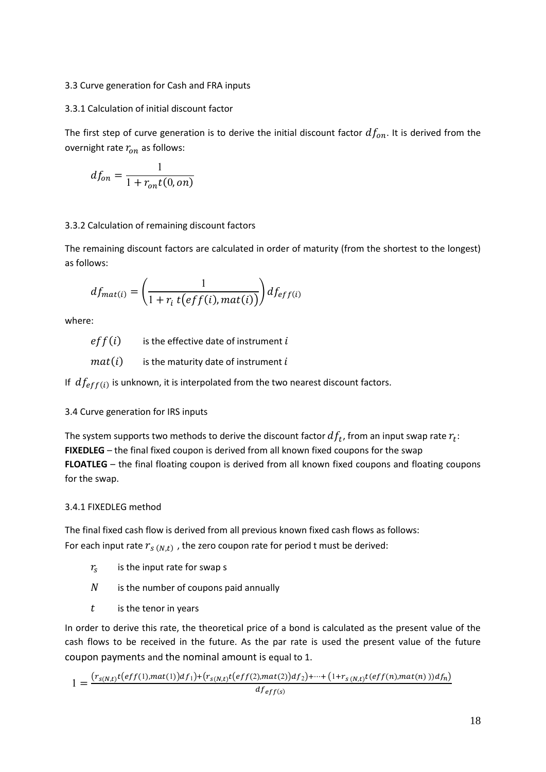### 3.3 Curve generation for Cash and FRA inputs

#### 3.3.1 Calculation of initial discount factor

The first step of curve generation is to derive the initial discount factor $df_{on}$. It is derived from the overnight rate $r_{on}$ as follows:

$$df_{on} = \frac{1}{1 + r_{on} t(0, on)}$$

#### 3.3.2 Calculation of remaining discount factors

The remaining discount factors are calculated in order of maturity (from the shortest to the longest) as follows:

$$df_{mat(i)} = \left( \frac{1}{1 + r_i \; t\big(eff(i), mat(i)\big)} \right) df_{eff(i)}$$

where:

$eff(i)$ is the effective date of instrument $i$

$mat(i)$ is the maturity date of instrument $i$

If $df_{eff(i)}$ is unknown, it is interpolated from the two nearest discount factors.

### 3.4 Curve generation for IRS inputs

The system supports two methods to derive the discount factor $df_t$, from an input swap rate $r_t$:
**FIXEDLEG** – the final fixed coupon is derived from all known fixed coupons for the swap
**FLOATLEG** – the final floating coupon is derived from all known fixed coupons and floating coupons for the swap.

#### 3.4.1 FIXEDLEG method

The final fixed cash flow is derived from all previous known fixed cash flows as follows:
For each input rate $r_{s\,(N,t)}$ , the zero coupon rate for period t must be derived:

$r_s$ is the input rate for swap s

$N$ is the number of coupons paid annually

$t$ is the tenor in years

In order to derive this rate, the theoretical price of a bond is calculated as the present value of the cash flows to be received in the future. As the par rate is used the present value of the future coupon payments and the nominal amount is equal to 1.

$$1 = \frac{\big(r_{s(N,t)} t\big(eff(1), mat(1)\big) df_1\big) + \big(r_{s(N,t)} t\big(eff(2), mat(2)\big) df_2\big) + \cdots + \big(1 + r_{s\,(N,t)} t\big(eff(n), mat(n)\big) \big) df_n\big)}{df_{eff(s)}}$$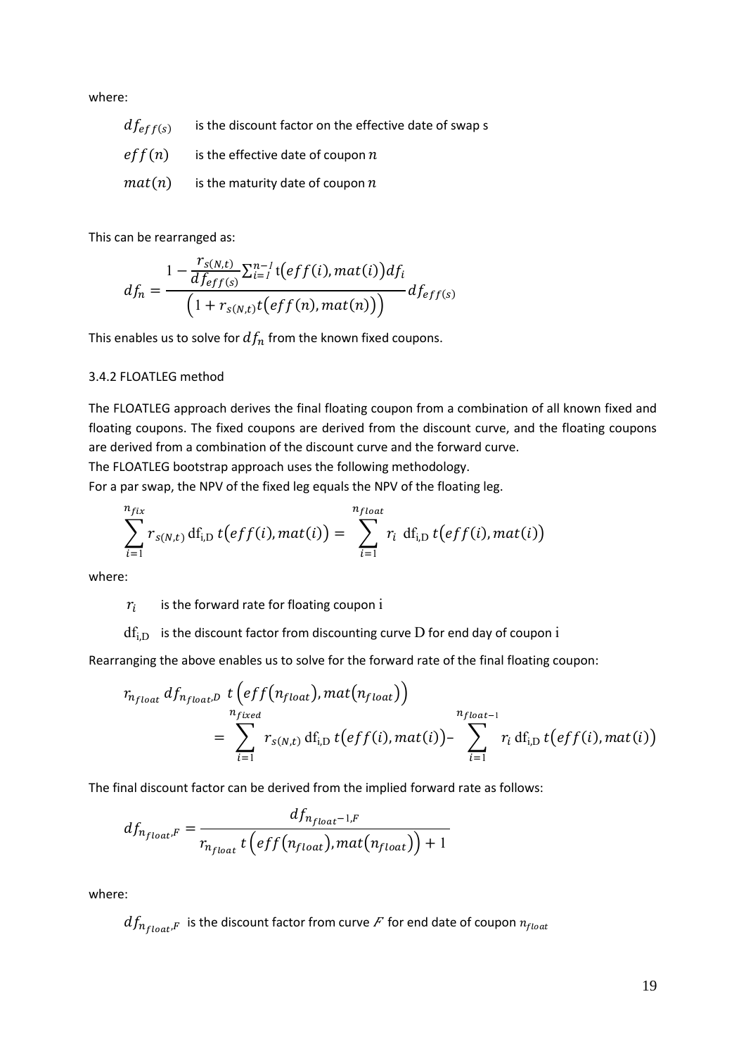where:

$df_{eff(s)}$ is the discount factor on the effective date of swap s

$eff(n)$ is the effective date of coupon $n$

$mat(n)$ is the maturity date of coupon $n$

This can be rearranged as:

$$df_n = \frac{1 - \frac{r_{s(N,t)}}{df_{eff(s)}} \sum_{i=1}^{n-1} t\big(eff(i), mat(i)\big) df_i}{\Big(1 + r_{s(N,t)} t\big(eff(n), mat(n)\big)\Big)} df_{eff(s)}$$

This enables us to solve for $df_n$ from the known fixed coupons.

### 3.4.2 FLOATLEG method

The FLOATLEG approach derives the final floating coupon from a combination of all known fixed and floating coupons. The fixed coupons are derived from the discount curve, and the floating coupons are derived from a combination of the discount curve and the forward curve.

The FLOATLEG bootstrap approach uses the following methodology.

For a par swap, the NPV of the fixed leg equals the NPV of the floating leg.

$$\sum_{i=1}^{n_{fix}} r_{s(N,t)} \, \mathrm{df}_{\mathrm{i,D}} \, t\big(eff(i), mat(i)\big) = \sum_{i=1}^{n_{float}} r_i \, \mathrm{df}_{\mathrm{i,D}} \, t\big(eff(i), mat(i)\big)$$

where:

$r_i$ is the forward rate for floating coupon $\mathrm{i}$

$\mathrm{df}_{\mathrm{i,D}}$ is the discount factor from discounting curve $\mathrm{D}$ for end day of coupon $\mathrm{i}$

Rearranging the above enables us to solve for the forward rate of the final floating coupon:

$$r_{n_{float}} \, df_{n_{float},D} \, t\Big(eff\big(n_{float}\big), mat\big(n_{float}\big)\Big) = \sum_{i=1}^{n_{fixed}} r_{s(N,t)} \, \mathrm{df}_{\mathrm{i,D}} \, t\big(eff(i), mat(i)\big) - \sum_{i=1}^{n_{float-1}} r_i \, \mathrm{df}_{\mathrm{i,D}} \, t\big(eff(i), mat(i)\big)$$

The final discount factor can be derived from the implied forward rate as follows:

$$df_{n_{float},F} = \frac{df_{n_{float}-1,F}}{r_{n_{float}} \, t\Big(eff\big(n_{float}\big), mat\big(n_{float}\big)\Big) + 1}$$

where:

$df_{n_{float},F}$ is the discount factor from curve $F$ for end date of coupon $n_{float}$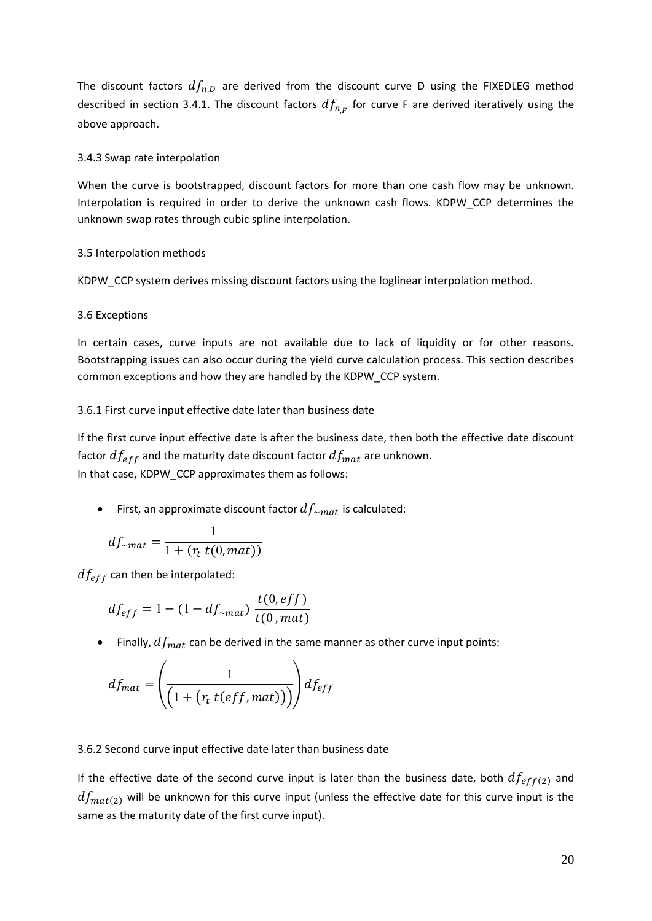The discount factors $df_{n,D}$ are derived from the discount curve D using the FIXEDLEG method described in section 3.4.1. The discount factors $df_{n_F}$ for curve F are derived iteratively using the above approach.

### 3.4.3 Swap rate interpolation

When the curve is bootstrapped, discount factors for more than one cash flow may be unknown. Interpolation is required in order to derive the unknown cash flows. KDPW_CCP determines the unknown swap rates through cubic spline interpolation.

## 3.5 Interpolation methods

KDPW_CCP system derives missing discount factors using the loglinear interpolation method.

## 3.6 Exceptions

In certain cases, curve inputs are not available due to lack of liquidity or for other reasons. Bootstrapping issues can also occur during the yield curve calculation process. This section describes common exceptions and how they are handled by the KDPW_CCP system.

### 3.6.1 First curve input effective date later than business date

If the first curve input effective date is after the business date, then both the effective date discount factor $df_{eff}$ and the maturity date discount factor $df_{mat}$ are unknown.
In that case, KDPW_CCP approximates them as follows:

- First, an approximate discount factor $df_{\sim mat}$ is calculated:

$$df_{\sim mat} = \frac{1}{1 + (r_t \, t(0, mat))}$$

$df_{eff}$ can then be interpolated:

$$df_{eff} = 1 - (1 - df_{\sim mat}) \, \frac{t(0, eff)}{t(0\,, mat)}$$

- Finally, $df_{mat}$ can be derived in the same manner as other curve input points:

$$df_{mat} = \left( \frac{1}{\left(1 + \left(r_t \, t(eff, mat)\right)\right)} \right) df_{eff}$$

### 3.6.2 Second curve input effective date later than business date

If the effective date of the second curve input is later than the business date, both $df_{eff(2)}$ and $df_{mat(2)}$ will be unknown for this curve input (unless the effective date for this curve input is the same as the maturity date of the first curve input).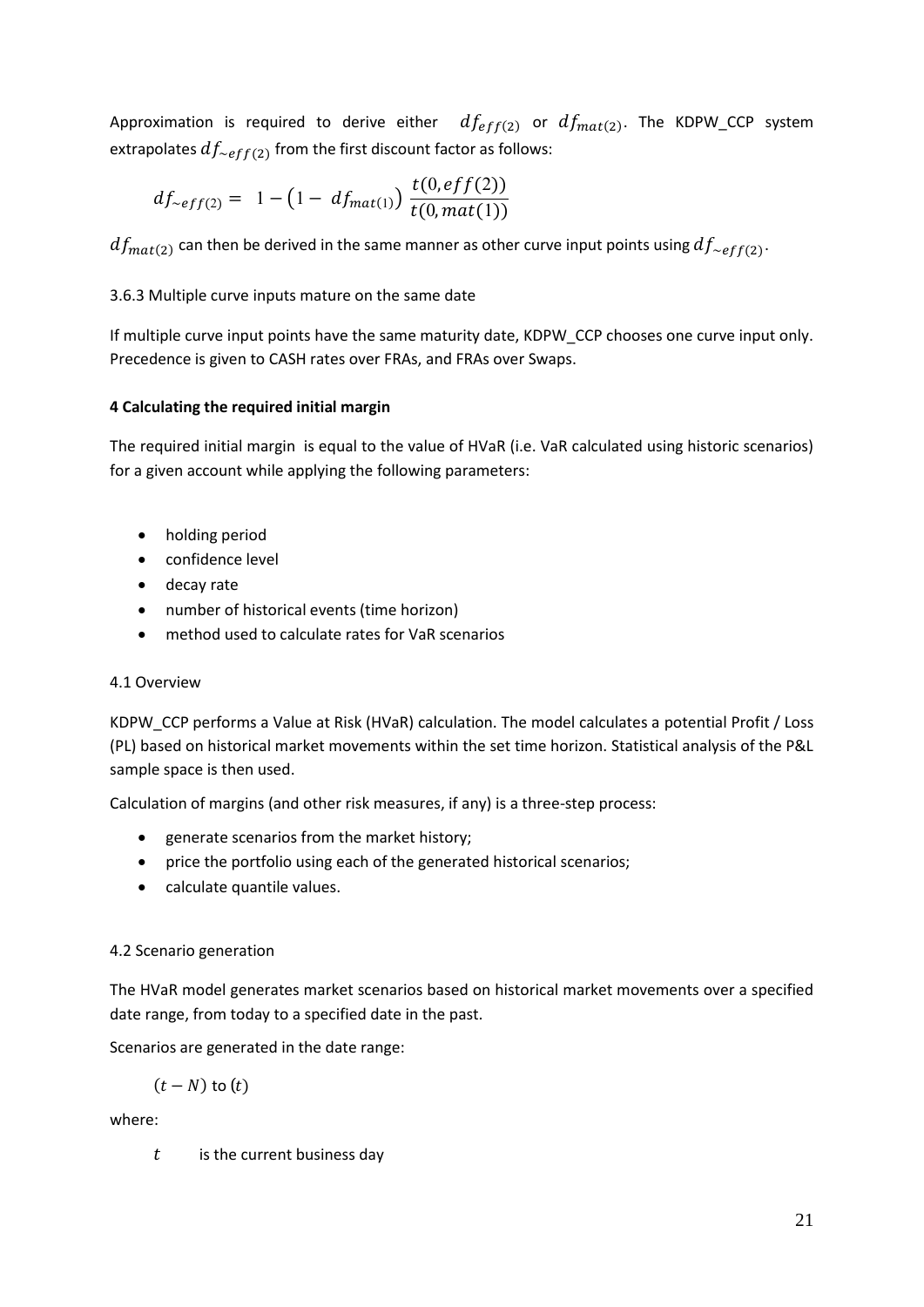Approximation is required to derive either $df_{eff(2)}$ or $df_{mat(2)}$. The KDPW_CCP system extrapolates $df_{\sim eff(2)}$ from the first discount factor as follows:

$$df_{\sim eff(2)} = 1 - \left(1 - df_{mat(1)}\right) \frac{t(0, eff(2))}{t(0, mat(1))}$$

$df_{mat(2)}$ can then be derived in the same manner as other curve input points using $df_{\sim eff(2)}$.

3.6.3 Multiple curve inputs mature on the same date

If multiple curve input points have the same maturity date, KDPW_CCP chooses one curve input only. Precedence is given to CASH rates over FRAs, and FRAs over Swaps.

**4 Calculating the required initial margin**

The required initial margin is equal to the value of HVaR (i.e. VaR calculated using historic scenarios) for a given account while applying the following parameters:

- holding period
- confidence level
- decay rate
- number of historical events (time horizon)
- method used to calculate rates for VaR scenarios

4.1 Overview

KDPW_CCP performs a Value at Risk (HVaR) calculation. The model calculates a potential Profit / Loss (PL) based on historical market movements within the set time horizon. Statistical analysis of the P&L sample space is then used.

Calculation of margins (and other risk measures, if any) is a three-step process:

- generate scenarios from the market history;
- price the portfolio using each of the generated historical scenarios;
- calculate quantile values.

4.2 Scenario generation

The HVaR model generates market scenarios based on historical market movements over a specified date range, from today to a specified date in the past.

Scenarios are generated in the date range:

$(t - N)$ to $(t)$

where:

$t$ is the current business day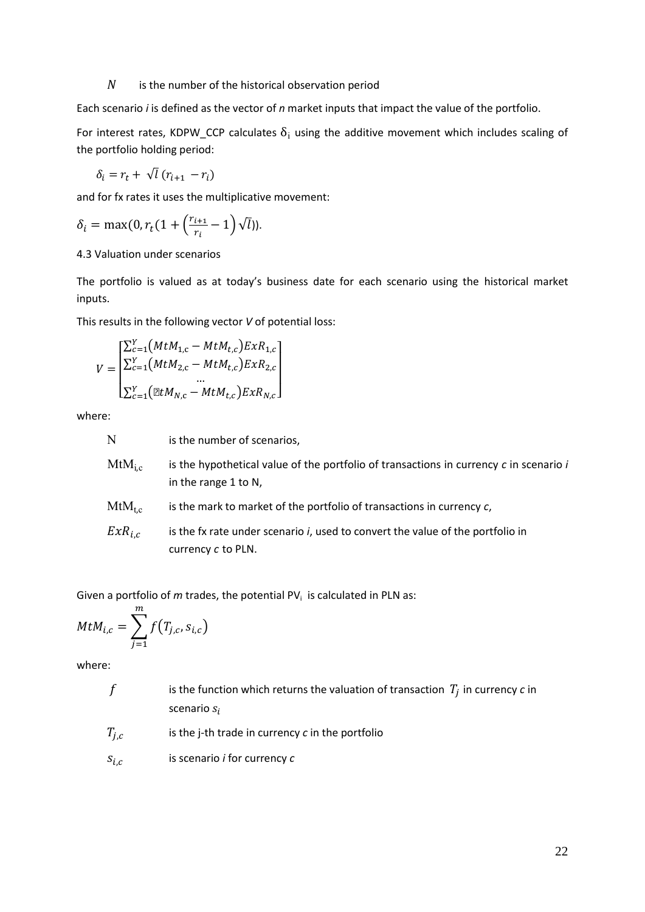$N$ is the number of the historical observation period

Each scenario *i* is defined as the vector of *n* market inputs that impact the value of the portfolio.

For interest rates, KDPW_CCP calculates $\delta_i$ using the additive movement which includes scaling of the portfolio holding period:

$$\delta_i = r_t + \sqrt{l}\,(r_{i+1} - r_i)$$

and for fx rates it uses the multiplicative movement:

$$\delta_i = \max(0, r_t(1 + \left(\frac{r_{i+1}}{r_i} - 1\right)\sqrt{l})).$$

4.3 Valuation under scenarios

The portfolio is valued as at today's business date for each scenario using the historical market inputs.

This results in the following vector *V* of potential loss:

$$V = \begin{bmatrix} \sum_{c=1}^{Y}(MtM_{1,c} - MtM_{t,c})ExR_{1,c} \\ \sum_{c=1}^{Y}(MtM_{2,c} - MtM_{t,c})ExR_{2,c} \\ \dots \\ \sum_{c=1}^{Y}(MtM_{N,c} - MtM_{t,c})ExR_{N,c} \end{bmatrix}$$

where:

$\mathrm{N}$ is the number of scenarios,

$\mathrm{MtM}_{i,c}$ is the hypothetical value of the portfolio of transactions in currency *c* in scenario *i* in the range 1 to N,

$\mathrm{MtM}_{t,c}$ is the mark to market of the portfolio of transactions in currency *c*,

$ExR_{i,c}$ is the fx rate under scenario *i*, used to convert the value of the portfolio in currency *c* to PLN.

Given a portfolio of *m* trades, the potential $PV_i$ is calculated in PLN as:

$$MtM_{i,c} = \sum_{j=1}^{m} f(T_{j,c}, s_{i,c})$$

where:

$f$ is the function which returns the valuation of transaction $T_j$ in currency *c* in scenario $s_i$

$T_{j,c}$ is the j-th trade in currency *c* in the portfolio

$s_{i,c}$ is scenario *i* for currency *c*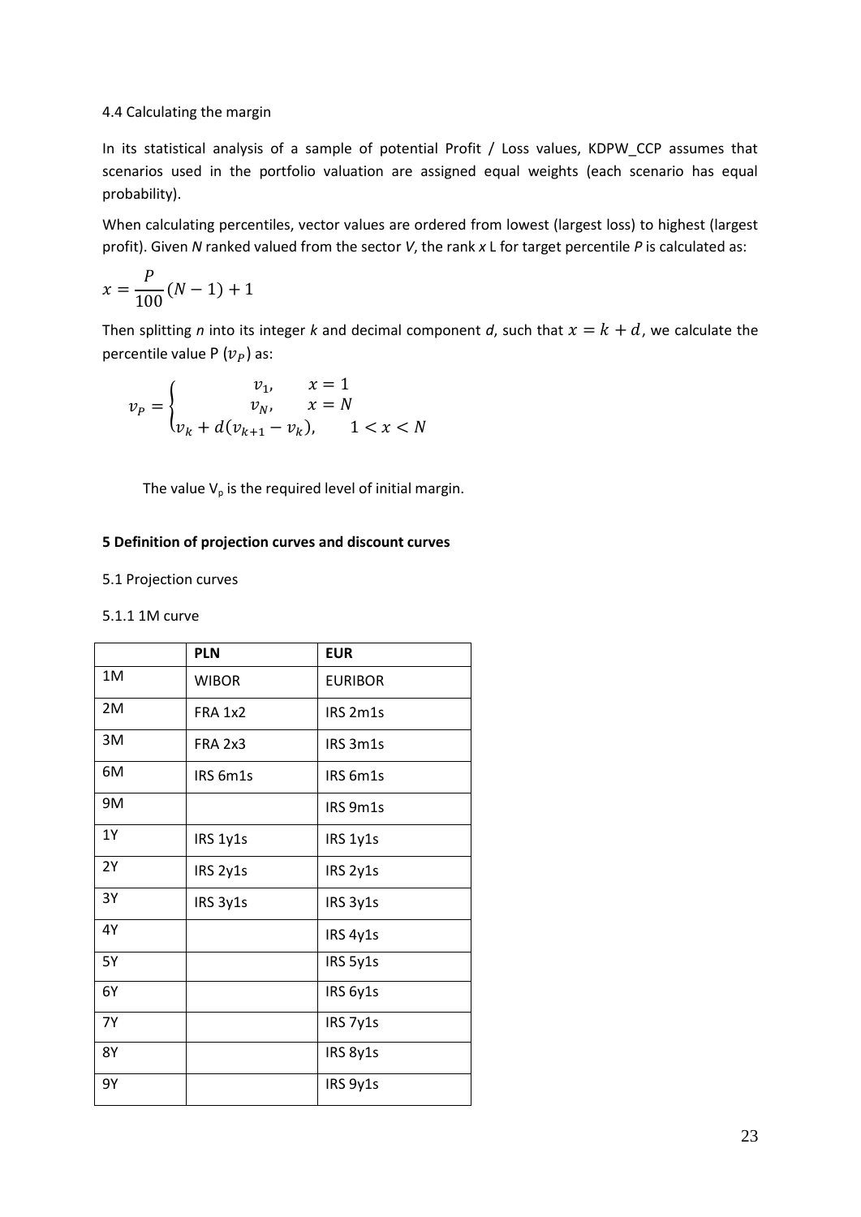4.4 Calculating the margin

In its statistical analysis of a sample of potential Profit / Loss values, KDPW_CCP assumes that scenarios used in the portfolio valuation are assigned equal weights (each scenario has equal probability).

When calculating percentiles, vector values are ordered from lowest (largest loss) to highest (largest profit). Given *N* ranked valued from the sector *V*, the rank *x* L for target percentile *P* is calculated as:

$$x = \frac{P}{100}(N-1) + 1$$

Then splitting *n* into its integer *k* and decimal component *d*, such that $x = k + d$, we calculate the percentile value P ($v_P$) as:

$$v_P = \begin{cases} v_1, & x = 1 \\ v_N, & x = N \\ v_k + d(v_{k+1} - v_k), & 1 < x < N \end{cases}$$

The value $V_p$ is the required level of initial margin.

**5 Definition of projection curves and discount curves**

5.1 Projection curves

5.1.1 1M curve

| | PLN | EUR |
|---|---|---|
| 1M | WIBOR | EURIBOR |
| 2M | FRA 1x2 | IRS 2m1s |
| 3M | FRA 2x3 | IRS 3m1s |
| 6M | IRS 6m1s | IRS 6m1s |
| 9M | | IRS 9m1s |
| 1Y | IRS 1y1s | IRS 1y1s |
| 2Y | IRS 2y1s | IRS 2y1s |
| 3Y | IRS 3y1s | IRS 3y1s |
| 4Y | | IRS 4y1s |
| 5Y | | IRS 5y1s |
| 6Y | | IRS 6y1s |
| 7Y | | IRS 7y1s |
| 8Y | | IRS 8y1s |
| 9Y | | IRS 9y1s |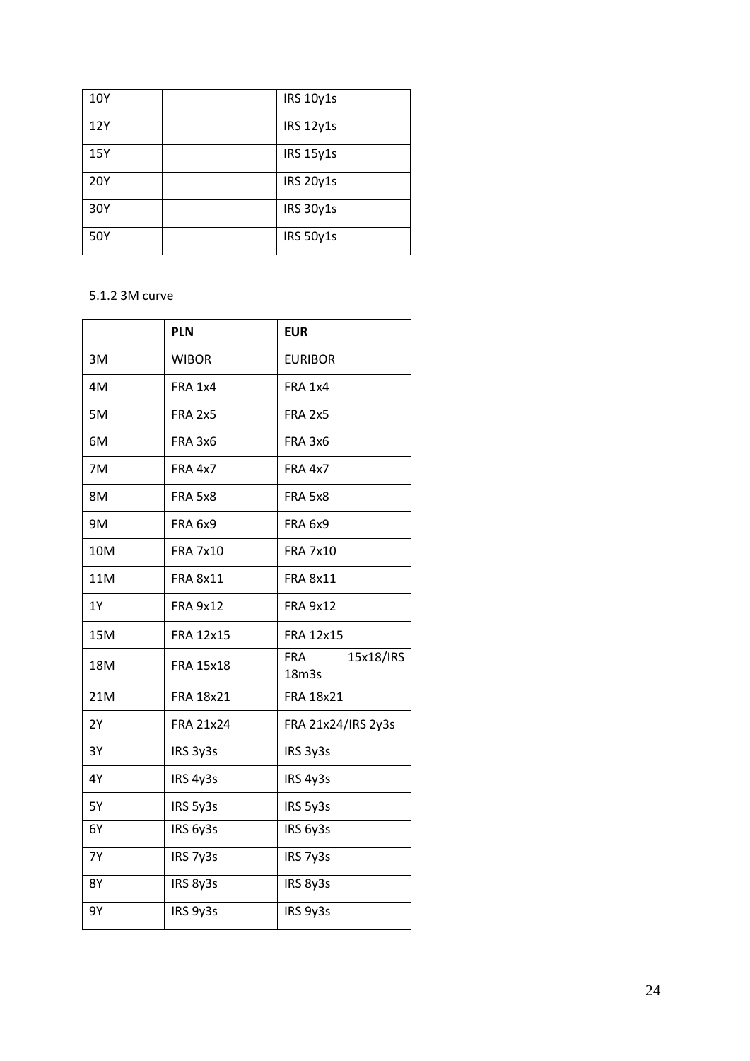| | | |
|---|---|---|
| 10Y | | IRS 10y1s |
| 12Y | | IRS 12y1s |
| 15Y | | IRS 15y1s |
| 20Y | | IRS 20y1s |
| 30Y | | IRS 30y1s |
| 50Y | | IRS 50y1s |

5.1.2 3M curve

| | **PLN** | **EUR** |
|---|---|---|
| 3M | WIBOR | EURIBOR |
| 4M | FRA 1x4 | FRA 1x4 |
| 5M | FRA 2x5 | FRA 2x5 |
| 6M | FRA 3x6 | FRA 3x6 |
| 7M | FRA 4x7 | FRA 4x7 |
| 8M | FRA 5x8 | FRA 5x8 |
| 9M | FRA 6x9 | FRA 6x9 |
| 10M | FRA 7x10 | FRA 7x10 |
| 11M | FRA 8x11 | FRA 8x11 |
| 1Y | FRA 9x12 | FRA 9x12 |
| 15M | FRA 12x15 | FRA 12x15 |
| 18M | FRA 15x18 | FRA 15x18/IRS 18m3s |
| 21M | FRA 18x21 | FRA 18x21 |
| 2Y | FRA 21x24 | FRA 21x24/IRS 2y3s |
| 3Y | IRS 3y3s | IRS 3y3s |
| 4Y | IRS 4y3s | IRS 4y3s |
| 5Y | IRS 5y3s | IRS 5y3s |
| 6Y | IRS 6y3s | IRS 6y3s |
| 7Y | IRS 7y3s | IRS 7y3s |
| 8Y | IRS 8y3s | IRS 8y3s |
| 9Y | IRS 9y3s | IRS 9y3s |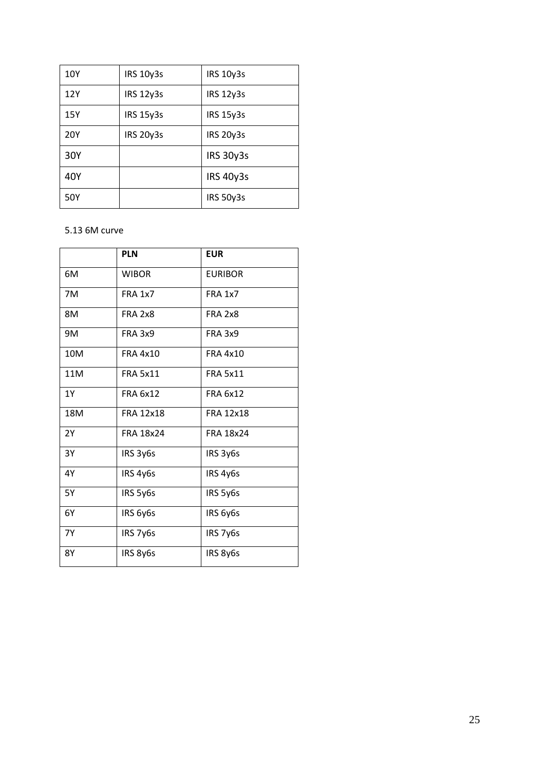| | | |
|---|---|---|
| 10Y | IRS 10y3s | IRS 10y3s |
| 12Y | IRS 12y3s | IRS 12y3s |
| 15Y | IRS 15y3s | IRS 15y3s |
| 20Y | IRS 20y3s | IRS 20y3s |
| 30Y | | IRS 30y3s |
| 40Y | | IRS 40y3s |
| 50Y | | IRS 50y3s |

5.13 6M curve

| | **PLN** | **EUR** |
|---|---|---|
| 6M | WIBOR | EURIBOR |
| 7M | FRA 1x7 | FRA 1x7 |
| 8M | FRA 2x8 | FRA 2x8 |
| 9M | FRA 3x9 | FRA 3x9 |
| 10M | FRA 4x10 | FRA 4x10 |
| 11M | FRA 5x11 | FRA 5x11 |
| 1Y | FRA 6x12 | FRA 6x12 |
| 18M | FRA 12x18 | FRA 12x18 |
| 2Y | FRA 18x24 | FRA 18x24 |
| 3Y | IRS 3y6s | IRS 3y6s |
| 4Y | IRS 4y6s | IRS 4y6s |
| 5Y | IRS 5y6s | IRS 5y6s |
| 6Y | IRS 6y6s | IRS 6y6s |
| 7Y | IRS 7y6s | IRS 7y6s |
| 8Y | IRS 8y6s | IRS 8y6s |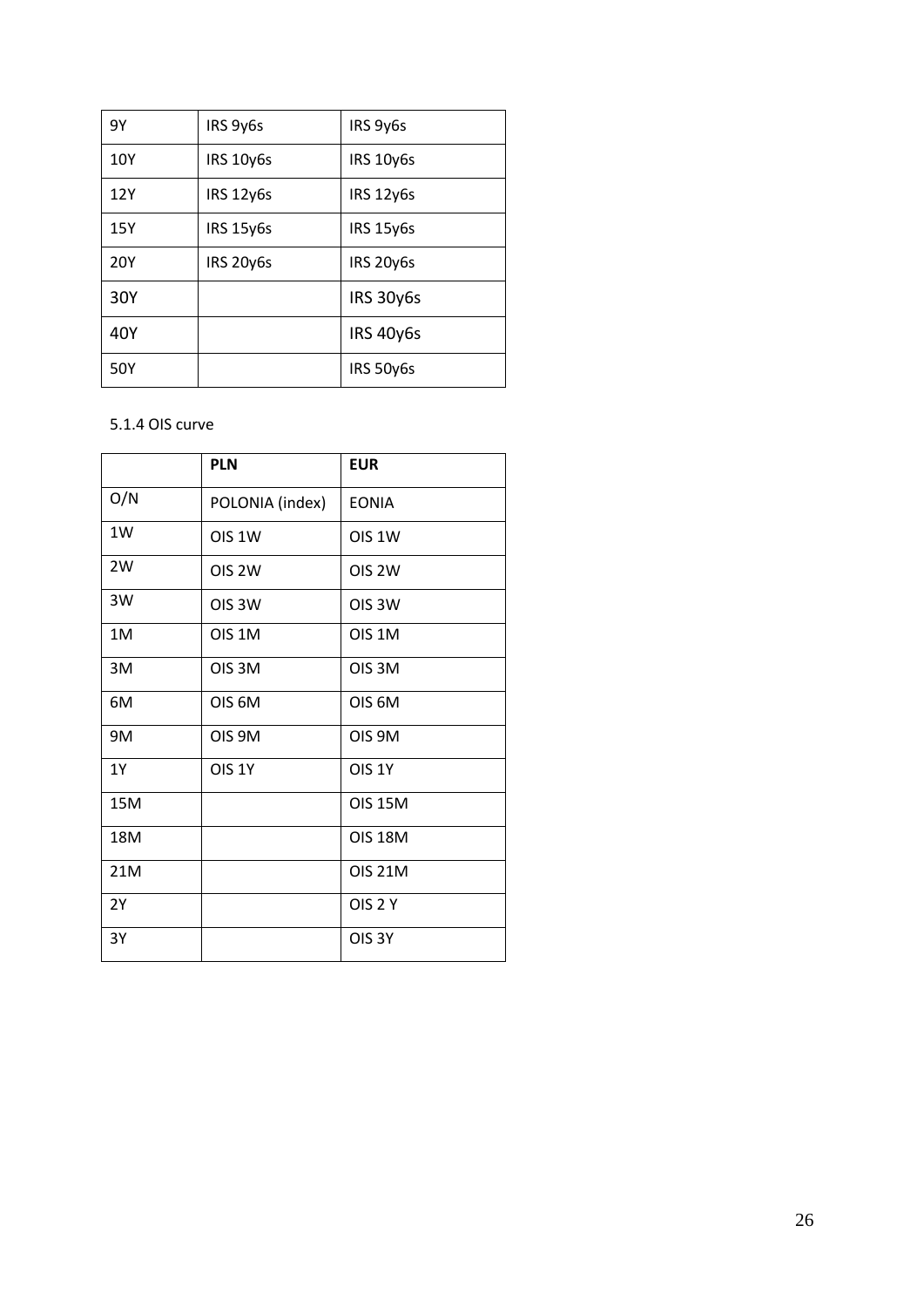| | | |
|---|---|---|
| 9Y | IRS 9y6s | IRS 9y6s |
| 10Y | IRS 10y6s | IRS 10y6s |
| 12Y | IRS 12y6s | IRS 12y6s |
| 15Y | IRS 15y6s | IRS 15y6s |
| 20Y | IRS 20y6s | IRS 20y6s |
| 30Y | | IRS 30y6s |
| 40Y | | IRS 40y6s |
| 50Y | | IRS 50y6s |

5.1.4 OIS curve

| | **PLN** | **EUR** |
|---|---|---|
| O/N | POLONIA (index) | EONIA |
| 1W | OIS 1W | OIS 1W |
| 2W | OIS 2W | OIS 2W |
| 3W | OIS 3W | OIS 3W |
| 1M | OIS 1M | OIS 1M |
| 3M | OIS 3M | OIS 3M |
| 6M | OIS 6M | OIS 6M |
| 9M | OIS 9M | OIS 9M |
| 1Y | OIS 1Y | OIS 1Y |
| 15M | | OIS 15M |
| 18M | | OIS 18M |
| 21M | | OIS 21M |
| 2Y | | OIS 2 Y |
| 3Y | | OIS 3Y |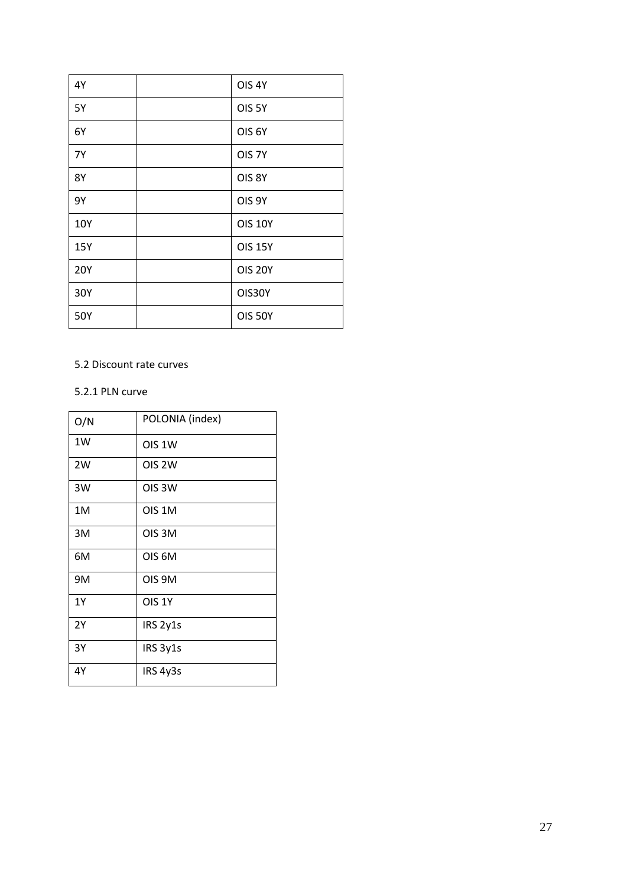| | | |
|---|---|---|
| 4Y | | OIS 4Y |
| 5Y | | OIS 5Y |
| 6Y | | OIS 6Y |
| 7Y | | OIS 7Y |
| 8Y | | OIS 8Y |
| 9Y | | OIS 9Y |
| 10Y | | OIS 10Y |
| 15Y | | OIS 15Y |
| 20Y | | OIS 20Y |
| 30Y | | OIS30Y |
| 50Y | | OIS 50Y |

5.2 Discount rate curves

5.2.1 PLN curve

| O/N | POLONIA (index) |
|---|---|
| 1W | OIS 1W |
| 2W | OIS 2W |
| 3W | OIS 3W |
| 1M | OIS 1M |
| 3M | OIS 3M |
| 6M | OIS 6M |
| 9M | OIS 9M |
| 1Y | OIS 1Y |
| 2Y | IRS 2y1s |
| 3Y | IRS 3y1s |
| 4Y | IRS 4y3s |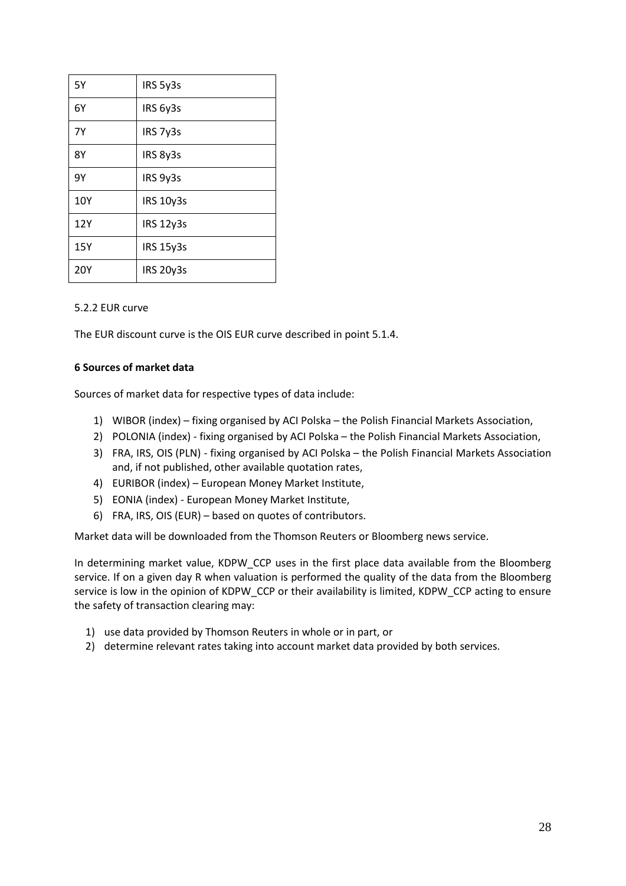| | |
|---|---|
| 5Y | IRS 5y3s |
| 6Y | IRS 6y3s |
| 7Y | IRS 7y3s |
| 8Y | IRS 8y3s |
| 9Y | IRS 9y3s |
| 10Y | IRS 10y3s |
| 12Y | IRS 12y3s |
| 15Y | IRS 15y3s |
| 20Y | IRS 20y3s |

5.2.2 EUR curve

The EUR discount curve is the OIS EUR curve described in point 5.1.4.

**6 Sources of market data**

Sources of market data for respective types of data include:

1) WIBOR (index) – fixing organised by ACI Polska – the Polish Financial Markets Association,
2) POLONIA (index) - fixing organised by ACI Polska – the Polish Financial Markets Association,
3) FRA, IRS, OIS (PLN) - fixing organised by ACI Polska – the Polish Financial Markets Association and, if not published, other available quotation rates,
4) EURIBOR (index) – European Money Market Institute,
5) EONIA (index) - European Money Market Institute,
6) FRA, IRS, OIS (EUR) – based on quotes of contributors.

Market data will be downloaded from the Thomson Reuters or Bloomberg news service.

In determining market value, KDPW_CCP uses in the first place data available from the Bloomberg service. If on a given day R when valuation is performed the quality of the data from the Bloomberg service is low in the opinion of KDPW_CCP or their availability is limited, KDPW_CCP acting to ensure the safety of transaction clearing may:

1) use data provided by Thomson Reuters in whole or in part, or
2) determine relevant rates taking into account market data provided by both services.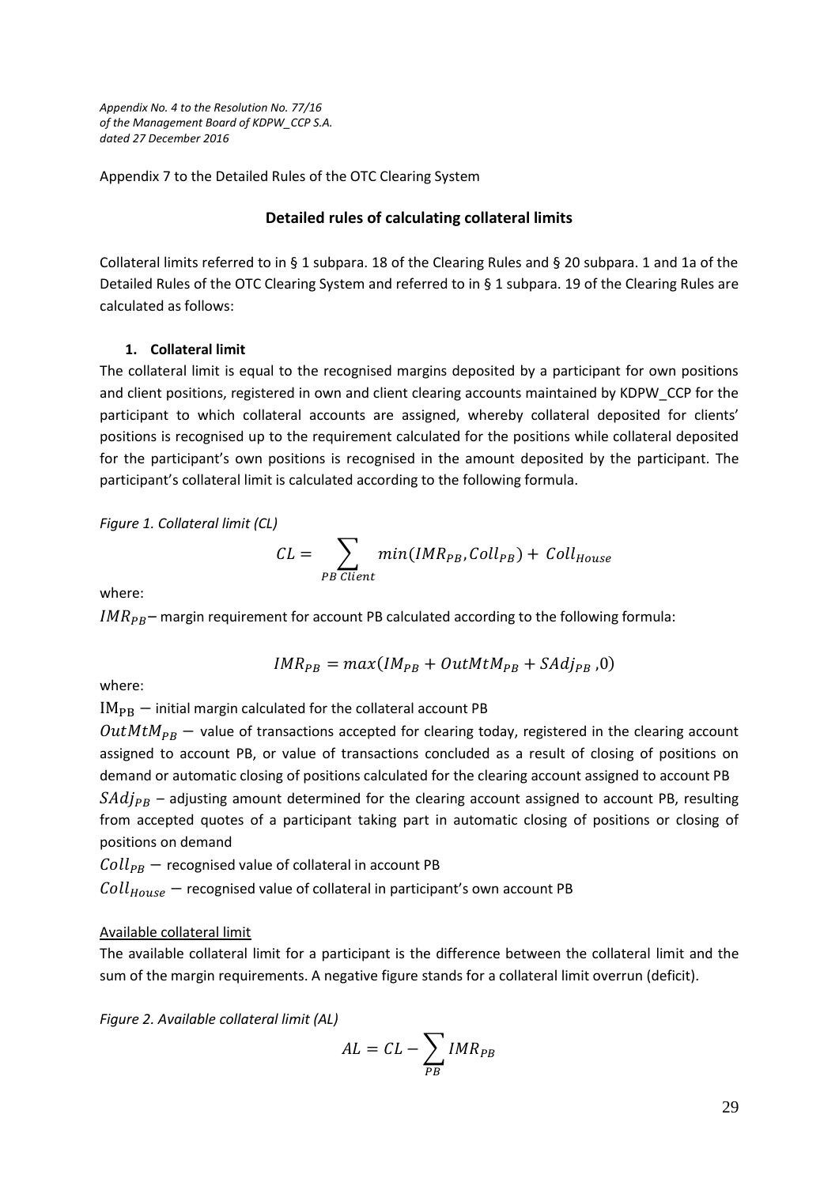*Appendix No. 4 to the Resolution No. 77/16*
*of the Management Board of KDPW_CCP S.A.*
*dated 27 December 2016*

Appendix 7 to the Detailed Rules of the OTC Clearing System

## Detailed rules of calculating collateral limits

Collateral limits referred to in § 1 subpara. 18 of the Clearing Rules and § 20 subpara. 1 and 1a of the Detailed Rules of the OTC Clearing System and referred to in § 1 subpara. 19 of the Clearing Rules are calculated as follows:

### 1. Collateral limit

The collateral limit is equal to the recognised margins deposited by a participant for own positions and client positions, registered in own and client clearing accounts maintained by KDPW_CCP for the participant to which collateral accounts are assigned, whereby collateral deposited for clients' positions is recognised up to the requirement calculated for the positions while collateral deposited for the participant's own positions is recognised in the amount deposited by the participant. The participant's collateral limit is calculated according to the following formula.

*Figure 1. Collateral limit (CL)*

$$CL = \sum_{PB\ Client} min(IMR_{PB}, Coll_{PB}) + Coll_{House}$$

where:

$IMR_{PB}$– margin requirement for account PB calculated according to the following formula:

$$IMR_{PB} = max(IM_{PB} + OutMtM_{PB} + SAdj_{PB}, 0)$$

where:

$\mathrm{IM_{PB}}$ – initial margin calculated for the collateral account PB

$OutMtM_{PB}$ – value of transactions accepted for clearing today, registered in the clearing account assigned to account PB, or value of transactions concluded as a result of closing of positions on demand or automatic closing of positions calculated for the clearing account assigned to account PB

$SAdj_{PB}$ – adjusting amount determined for the clearing account assigned to account PB, resulting from accepted quotes of a participant taking part in automatic closing of positions or closing of positions on demand

$Coll_{PB}$ – recognised value of collateral in account PB

$Coll_{House}$ – recognised value of collateral in participant's own account PB

Available collateral limit

The available collateral limit for a participant is the difference between the collateral limit and the sum of the margin requirements. A negative figure stands for a collateral limit overrun (deficit).

*Figure 2. Available collateral limit (AL)*

$$AL = CL - \sum_{PB} IMR_{PB}$$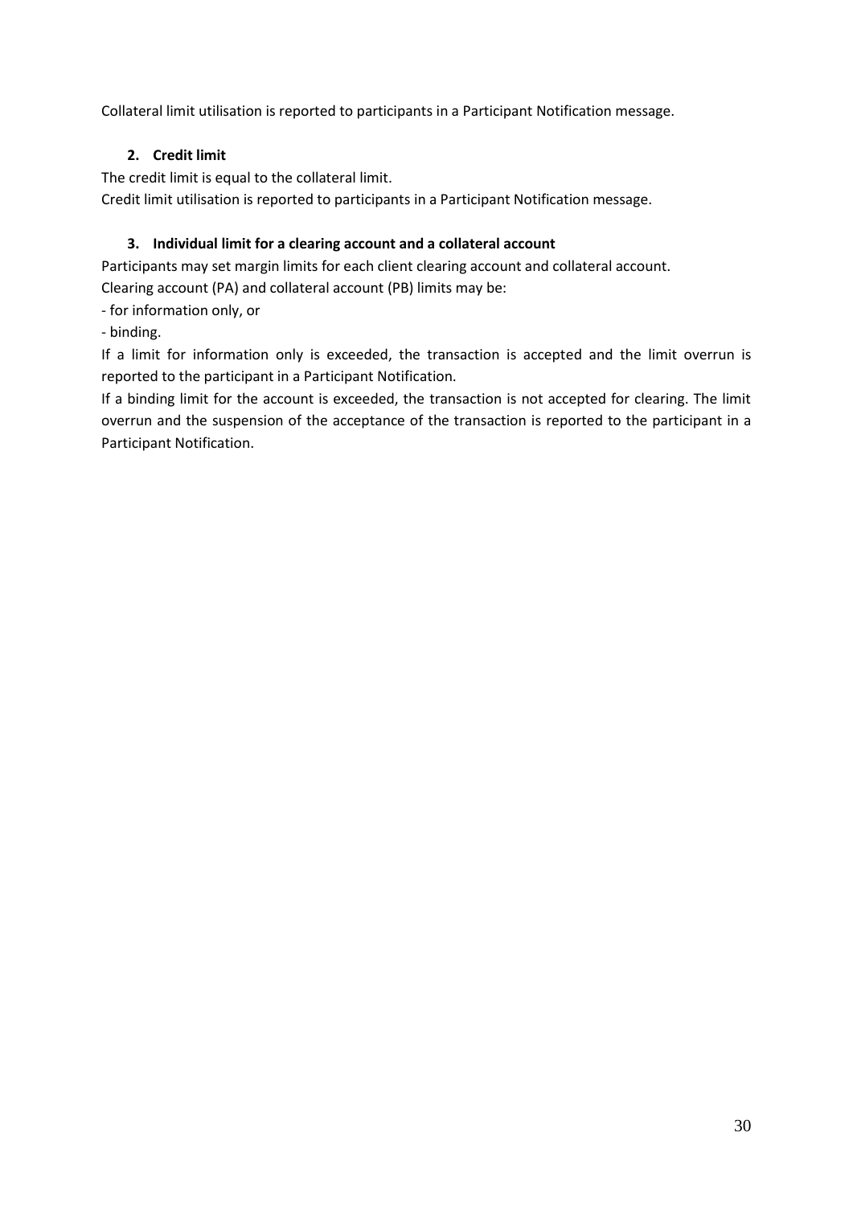Collateral limit utilisation is reported to participants in a Participant Notification message.

### 2. Credit limit

The credit limit is equal to the collateral limit.

Credit limit utilisation is reported to participants in a Participant Notification message.

### 3. Individual limit for a clearing account and a collateral account

Participants may set margin limits for each client clearing account and collateral account.

Clearing account (PA) and collateral account (PB) limits may be:

- for information only, or
- binding.

If a limit for information only is exceeded, the transaction is accepted and the limit overrun is reported to the participant in a Participant Notification.

If a binding limit for the account is exceeded, the transaction is not accepted for clearing. The limit overrun and the suspension of the acceptance of the transaction is reported to the participant in a Participant Notification.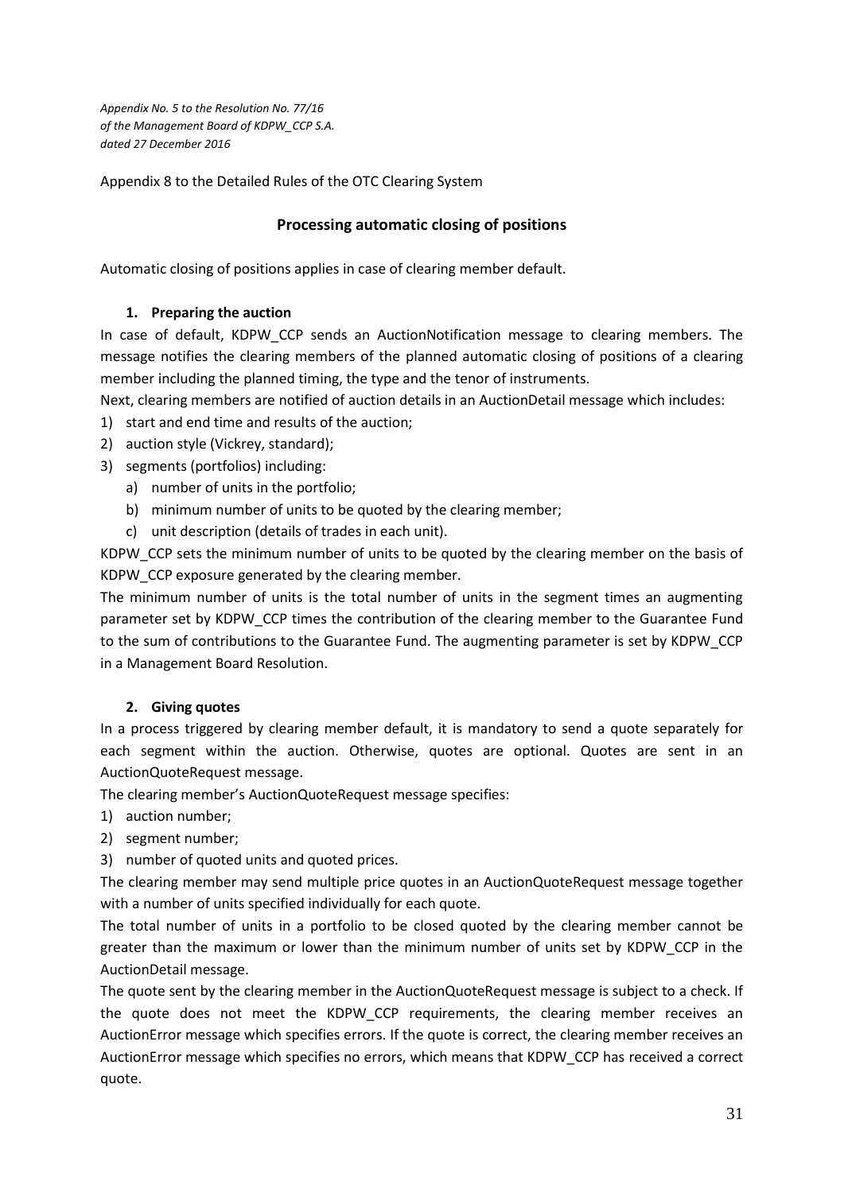*Appendix No. 5 to the Resolution No. 77/16*
*of the Management Board of KDPW_CCP S.A.*
*dated 27 December 2016*

Appendix 8 to the Detailed Rules of the OTC Clearing System

## Processing automatic closing of positions

Automatic closing of positions applies in case of clearing member default.

### 1. Preparing the auction

In case of default, KDPW_CCP sends an AuctionNotification message to clearing members. The message notifies the clearing members of the planned automatic closing of positions of a clearing member including the planned timing, the type and the tenor of instruments.

Next, clearing members are notified of auction details in an AuctionDetail message which includes:

1) start and end time and results of the auction;
2) auction style (Vickrey, standard);
3) segments (portfolios) including:
   a) number of units in the portfolio;
   b) minimum number of units to be quoted by the clearing member;
   c) unit description (details of trades in each unit).

KDPW_CCP sets the minimum number of units to be quoted by the clearing member on the basis of KDPW_CCP exposure generated by the clearing member.

The minimum number of units is the total number of units in the segment times an augmenting parameter set by KDPW_CCP times the contribution of the clearing member to the Guarantee Fund to the sum of contributions to the Guarantee Fund. The augmenting parameter is set by KDPW_CCP in a Management Board Resolution.

### 2. Giving quotes

In a process triggered by clearing member default, it is mandatory to send a quote separately for each segment within the auction. Otherwise, quotes are optional. Quotes are sent in an AuctionQuoteRequest message.

The clearing member's AuctionQuoteRequest message specifies:

1) auction number;
2) segment number;
3) number of quoted units and quoted prices.

The clearing member may send multiple price quotes in an AuctionQuoteRequest message together with a number of units specified individually for each quote.

The total number of units in a portfolio to be closed quoted by the clearing member cannot be greater than the maximum or lower than the minimum number of units set by KDPW_CCP in the AuctionDetail message.

The quote sent by the clearing member in the AuctionQuoteRequest message is subject to a check. If the quote does not meet the KDPW_CCP requirements, the clearing member receives an AuctionError message which specifies errors. If the quote is correct, the clearing member receives an AuctionError message which specifies no errors, which means that KDPW_CCP has received a correct quote.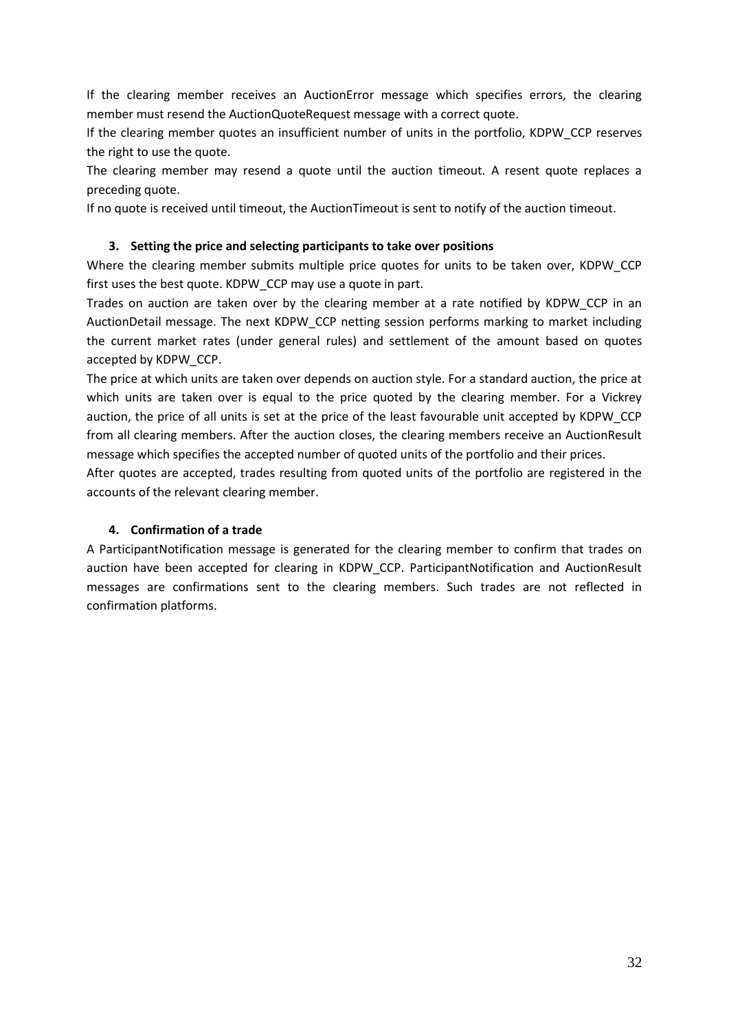If the clearing member receives an AuctionError message which specifies errors, the clearing member must resend the AuctionQuoteRequest message with a correct quote.

If the clearing member quotes an insufficient number of units in the portfolio, KDPW_CCP reserves the right to use the quote.

The clearing member may resend a quote until the auction timeout. A resent quote replaces a preceding quote.

If no quote is received until timeout, the AuctionTimeout is sent to notify of the auction timeout.

**3. Setting the price and selecting participants to take over positions**

Where the clearing member submits multiple price quotes for units to be taken over, KDPW_CCP first uses the best quote. KDPW_CCP may use a quote in part.

Trades on auction are taken over by the clearing member at a rate notified by KDPW_CCP in an AuctionDetail message. The next KDPW_CCP netting session performs marking to market including the current market rates (under general rules) and settlement of the amount based on quotes accepted by KDPW_CCP.

The price at which units are taken over depends on auction style. For a standard auction, the price at which units are taken over is equal to the price quoted by the clearing member. For a Vickrey auction, the price of all units is set at the price of the least favourable unit accepted by KDPW_CCP from all clearing members. After the auction closes, the clearing members receive an AuctionResult message which specifies the accepted number of quoted units of the portfolio and their prices.

After quotes are accepted, trades resulting from quoted units of the portfolio are registered in the accounts of the relevant clearing member.

**4. Confirmation of a trade**

A ParticipantNotification message is generated for the clearing member to confirm that trades on auction have been accepted for clearing in KDPW_CCP. ParticipantNotification and AuctionResult messages are confirmations sent to the clearing members. Such trades are not reflected in confirmation platforms.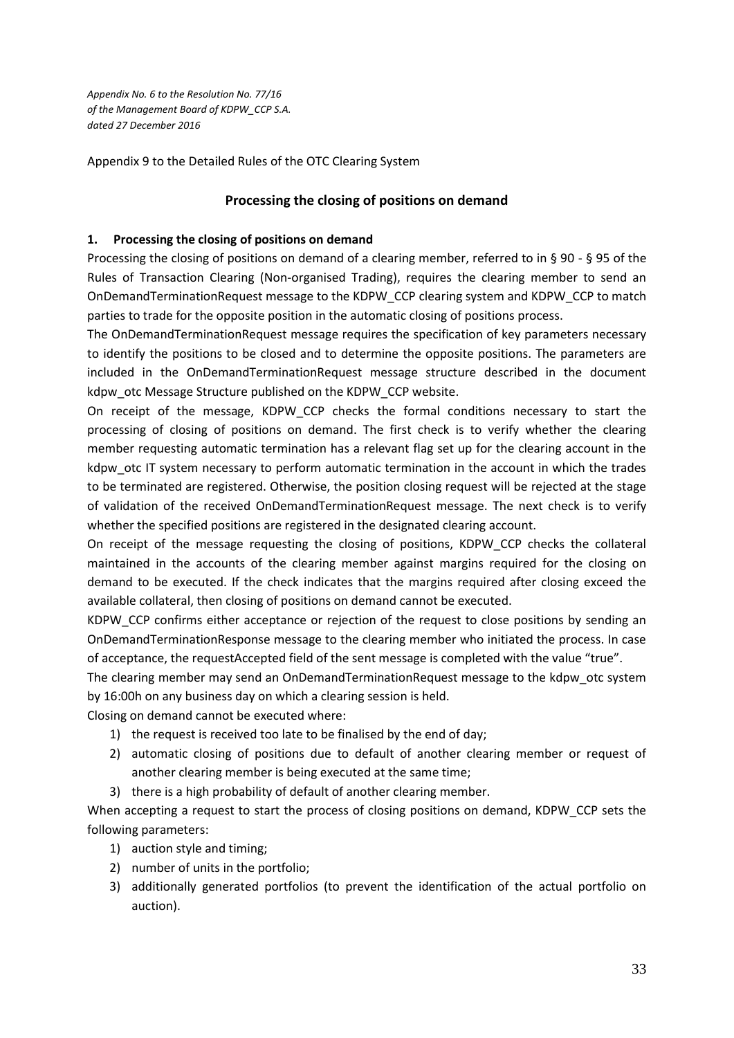*Appendix No. 6 to the Resolution No. 77/16*
*of the Management Board of KDPW_CCP S.A.*
*dated 27 December 2016*

Appendix 9 to the Detailed Rules of the OTC Clearing System

## Processing the closing of positions on demand

### 1. Processing the closing of positions on demand

Processing the closing of positions on demand of a clearing member, referred to in § 90 - § 95 of the Rules of Transaction Clearing (Non-organised Trading), requires the clearing member to send an OnDemandTerminationRequest message to the KDPW_CCP clearing system and KDPW_CCP to match parties to trade for the opposite position in the automatic closing of positions process.

The OnDemandTerminationRequest message requires the specification of key parameters necessary to identify the positions to be closed and to determine the opposite positions. The parameters are included in the OnDemandTerminationRequest message structure described in the document kdpw_otc Message Structure published on the KDPW_CCP website.

On receipt of the message, KDPW_CCP checks the formal conditions necessary to start the processing of closing of positions on demand. The first check is to verify whether the clearing member requesting automatic termination has a relevant flag set up for the clearing account in the kdpw_otc IT system necessary to perform automatic termination in the account in which the trades to be terminated are registered. Otherwise, the position closing request will be rejected at the stage of validation of the received OnDemandTerminationRequest message. The next check is to verify whether the specified positions are registered in the designated clearing account.

On receipt of the message requesting the closing of positions, KDPW_CCP checks the collateral maintained in the accounts of the clearing member against margins required for the closing on demand to be executed. If the check indicates that the margins required after closing exceed the available collateral, then closing of positions on demand cannot be executed.

KDPW_CCP confirms either acceptance or rejection of the request to close positions by sending an OnDemandTerminationResponse message to the clearing member who initiated the process. In case of acceptance, the requestAccepted field of the sent message is completed with the value "true".

The clearing member may send an OnDemandTerminationRequest message to the kdpw_otc system by 16:00h on any business day on which a clearing session is held.

Closing on demand cannot be executed where:

1) the request is received too late to be finalised by the end of day;
2) automatic closing of positions due to default of another clearing member or request of another clearing member is being executed at the same time;
3) there is a high probability of default of another clearing member.

When accepting a request to start the process of closing positions on demand, KDPW_CCP sets the following parameters:

1) auction style and timing;
2) number of units in the portfolio;
3) additionally generated portfolios (to prevent the identification of the actual portfolio on auction).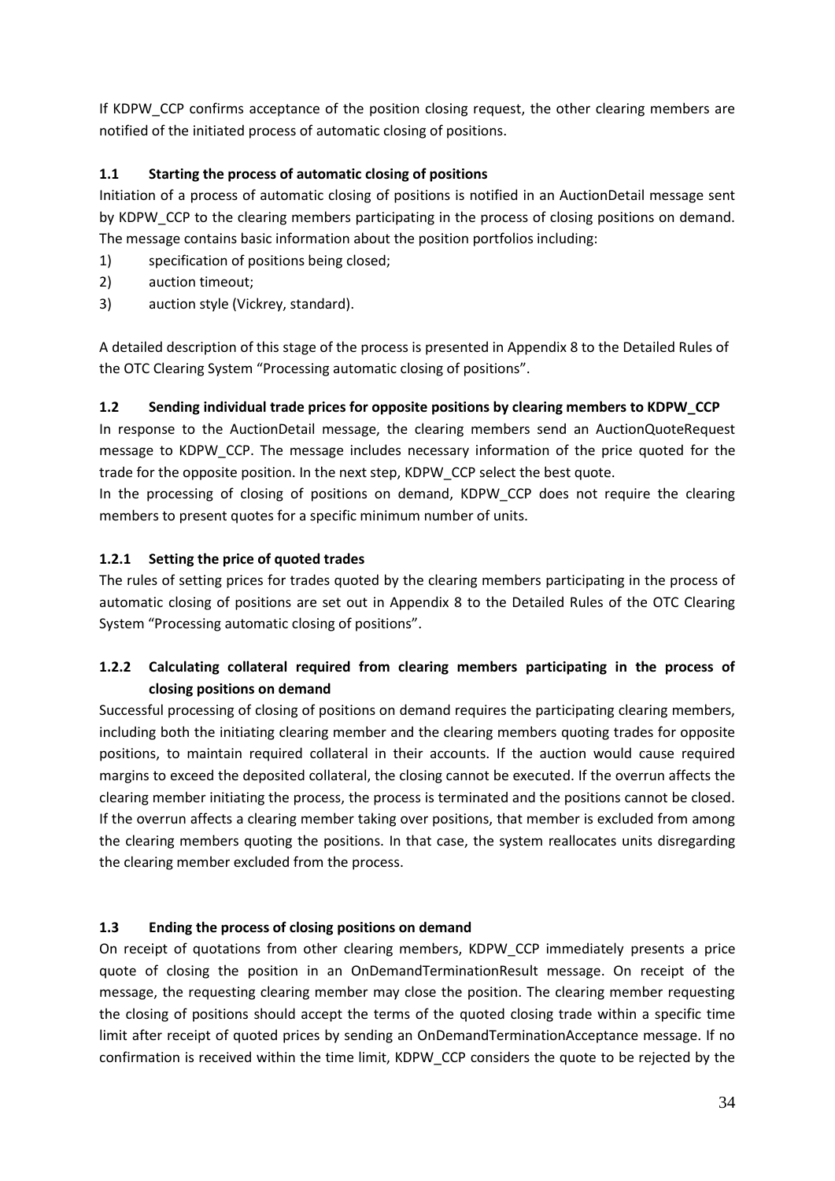If KDPW_CCP confirms acceptance of the position closing request, the other clearing members are notified of the initiated process of automatic closing of positions.

### 1.1 Starting the process of automatic closing of positions

Initiation of a process of automatic closing of positions is notified in an AuctionDetail message sent by KDPW_CCP to the clearing members participating in the process of closing positions on demand. The message contains basic information about the position portfolios including:

1) specification of positions being closed;
2) auction timeout;
3) auction style (Vickrey, standard).

A detailed description of this stage of the process is presented in Appendix 8 to the Detailed Rules of the OTC Clearing System "Processing automatic closing of positions".

### 1.2 Sending individual trade prices for opposite positions by clearing members to KDPW_CCP

In response to the AuctionDetail message, the clearing members send an AuctionQuoteRequest message to KDPW_CCP. The message includes necessary information of the price quoted for the trade for the opposite position. In the next step, KDPW_CCP select the best quote.

In the processing of closing of positions on demand, KDPW_CCP does not require the clearing members to present quotes for a specific minimum number of units.

#### 1.2.1 Setting the price of quoted trades

The rules of setting prices for trades quoted by the clearing members participating in the process of automatic closing of positions are set out in Appendix 8 to the Detailed Rules of the OTC Clearing System "Processing automatic closing of positions".

#### 1.2.2 Calculating collateral required from clearing members participating in the process of closing positions on demand

Successful processing of closing of positions on demand requires the participating clearing members, including both the initiating clearing member and the clearing members quoting trades for opposite positions, to maintain required collateral in their accounts. If the auction would cause required margins to exceed the deposited collateral, the closing cannot be executed. If the overrun affects the clearing member initiating the process, the process is terminated and the positions cannot be closed. If the overrun affects a clearing member taking over positions, that member is excluded from among the clearing members quoting the positions. In that case, the system reallocates units disregarding the clearing member excluded from the process.

### 1.3 Ending the process of closing positions on demand

On receipt of quotations from other clearing members, KDPW_CCP immediately presents a price quote of closing the position in an OnDemandTerminationResult message. On receipt of the message, the requesting clearing member may close the position. The clearing member requesting the closing of positions should accept the terms of the quoted closing trade within a specific time limit after receipt of quoted prices by sending an OnDemandTerminationAcceptance message. If no confirmation is received within the time limit, KDPW_CCP considers the quote to be rejected by the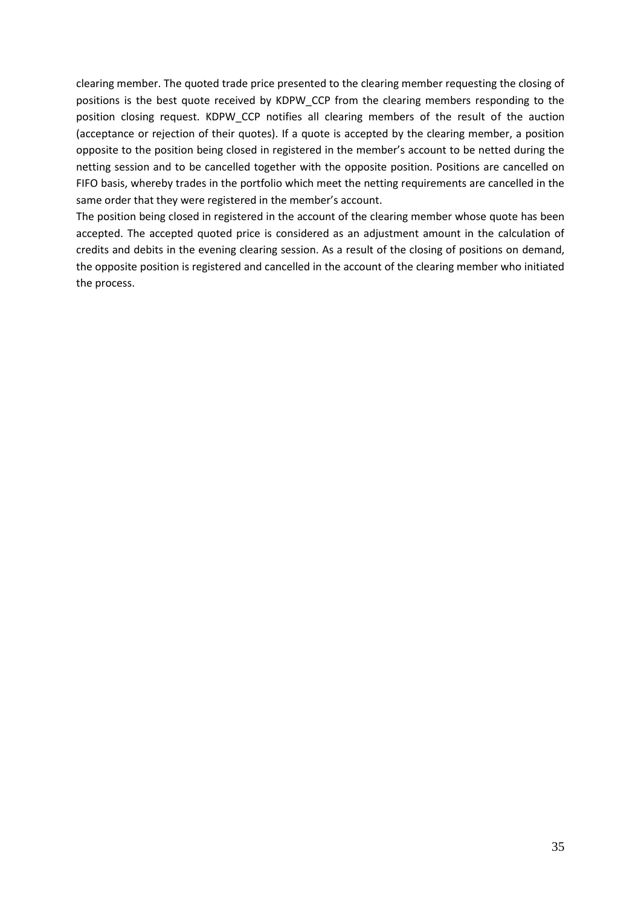clearing member. The quoted trade price presented to the clearing member requesting the closing of positions is the best quote received by KDPW_CCP from the clearing members responding to the position closing request. KDPW_CCP notifies all clearing members of the result of the auction (acceptance or rejection of their quotes). If a quote is accepted by the clearing member, a position opposite to the position being closed in registered in the member's account to be netted during the netting session and to be cancelled together with the opposite position. Positions are cancelled on FIFO basis, whereby trades in the portfolio which meet the netting requirements are cancelled in the same order that they were registered in the member's account.

The position being closed in registered in the account of the clearing member whose quote has been accepted. The accepted quoted price is considered as an adjustment amount in the calculation of credits and debits in the evening clearing session. As a result of the closing of positions on demand, the opposite position is registered and cancelled in the account of the clearing member who initiated the process.